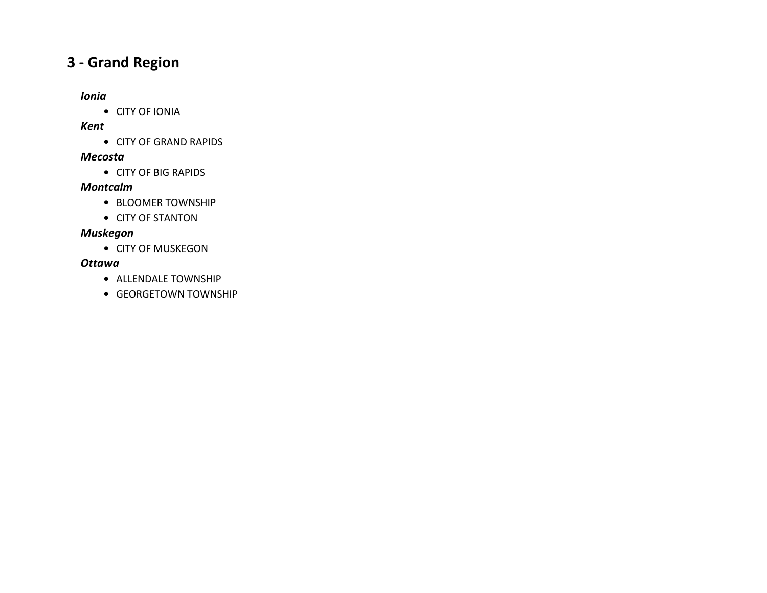# 3 - Grand Region

***Ionia***

- CITY OF IONIA

***Kent***

- CITY OF GRAND RAPIDS

***Mecosta***

- CITY OF BIG RAPIDS

***Montcalm***

- BLOOMER TOWNSHIP
- CITY OF STANTON

***Muskegon***

- CITY OF MUSKEGON

***Ottawa***

- ALLENDALE TOWNSHIP
- GEORGETOWN TOWNSHIP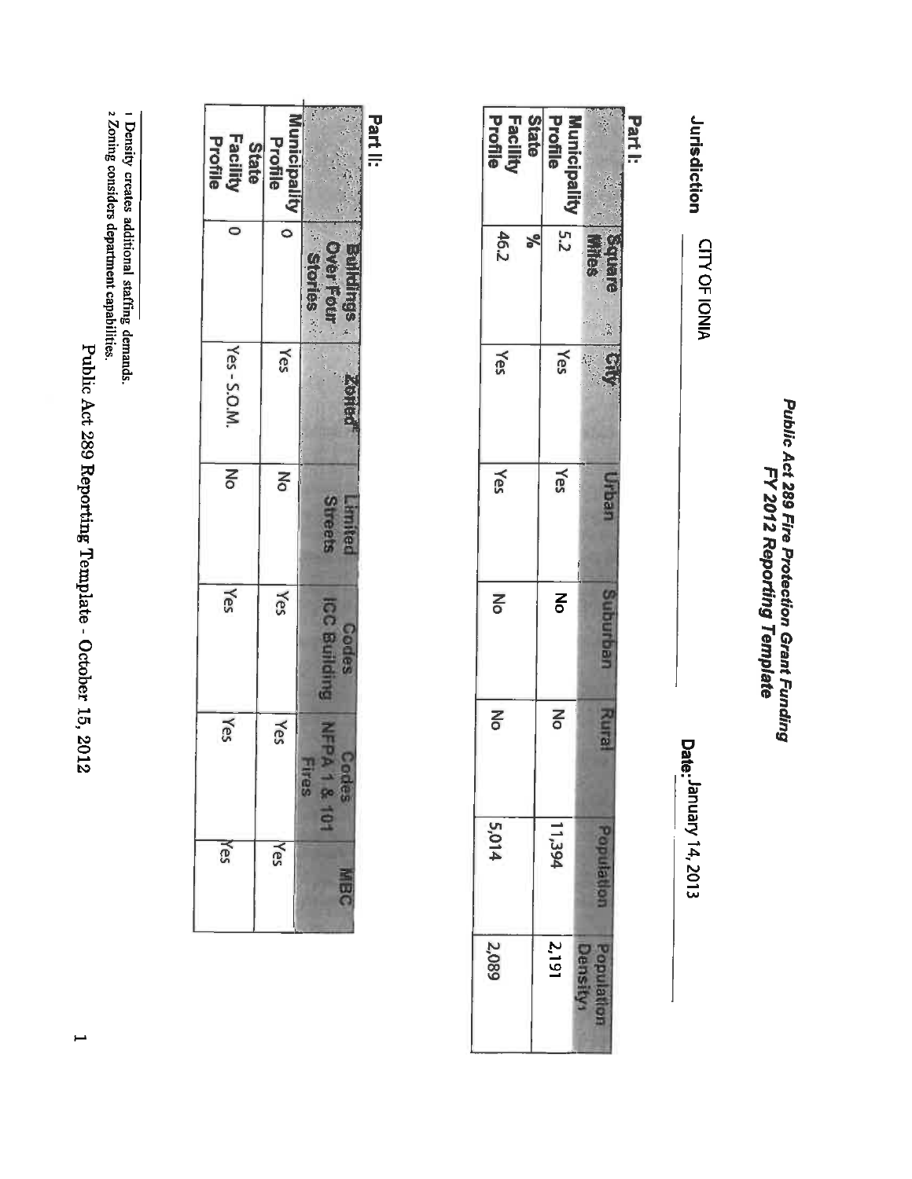# Public Act 289 Fire Protection Grant Funding
## FY 2012 Reporting Template

**Jurisdiction** CITY OF IONIA **Date:** January 14, 2013

**Part I:**

| | Square Miles | City | Urban | Suburban | Rural | Population | Population Density[1] |
|---|---|---|---|---|---|---|---|
| Municipality Profile | 5.2 | Yes | Yes | No | No | 11,394 | 2,191 |
| State % Facility Profile | 46.2 | Yes | Yes | No | No | 5,014 | 2,089 |

**Part II:**

| | Buildings Over Four Stories | Zoned[2] | Limited Streets | Codes ICC Building | Codes NFPA 1 & 101 Fires | MBC |
|---|---|---|---|---|---|---|
| Municipality Profile | 0 | Yes | No | Yes | Yes | Yes |
| State Facility Profile | 0 | Yes - S.O.M. | No | Yes | Yes | Yes |

[1] Density creates additional staffing demands.
[2] Zoning considers department capabilities.

Public Act 289 Reporting Template - October 15, 2012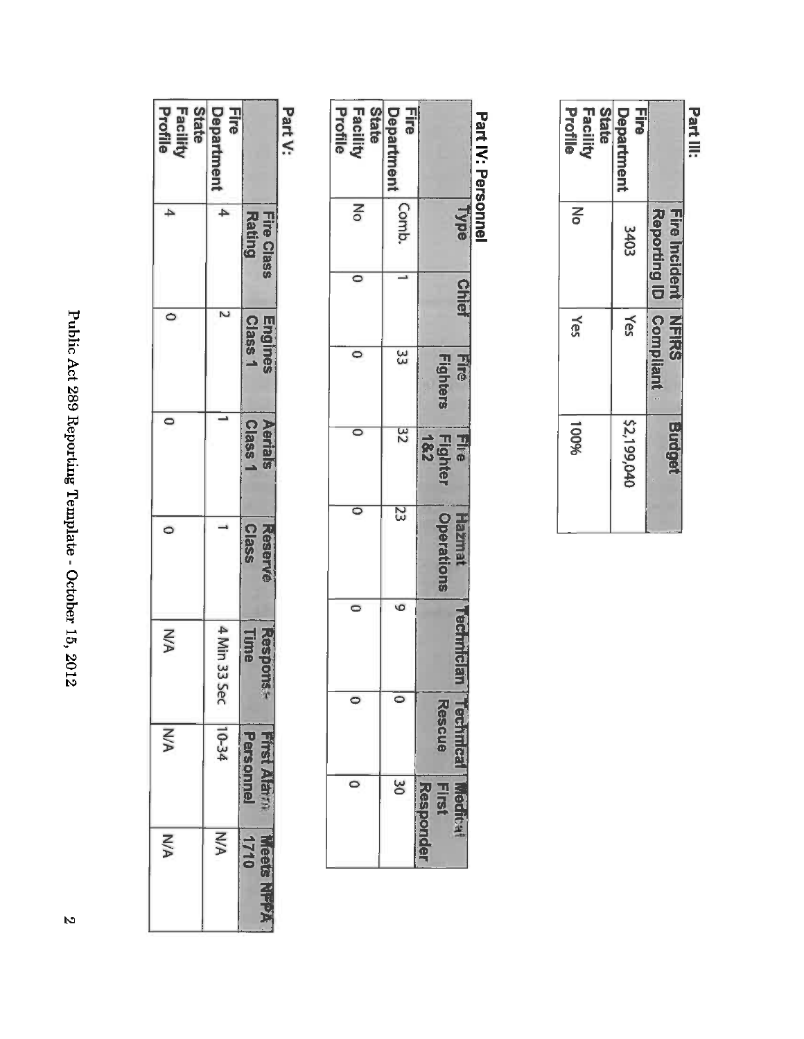## Part III:

| | Fire Incident Reporting ID | NFIRS Compliant | Budget |
|---|---|---|---|
| Fire Department | 3403 | Yes | $2,199,040 |
| State Facility Profile | No | Yes | 100% |

## Part IV: Personnel

| | Type | Chief | Fire Fighters | Fire Fighter 1&2 | Hazmat Operations | Technician | Technical Rescue | Medical First Responder |
|---|---|---|---|---|---|---|---|---|
| Fire Department | Comb. | 1 | 33 | 32 | 23 | 9 | 0 | 30 |
| State Facility Profile | No | 0 | 0 | 0 | 0 | 0 | 0 | 0 |

## Part V:

| | Fire Class Rating | Engines Class 1 | Aerials Class 1 | Reserve Class | Response Time | First Alarm Personnel | Meets NFPA 1710 |
|---|---|---|---|---|---|---|---|
| Fire Department | 4 | 2 | 1 | 1 | 4 Min 33 Sec | 10-34 | N/A |
| State Facility Profile | 4 | 0 | 0 | 0 | N/A | N/A | N/A |

Public Act 289 Reporting Template - October 15, 2012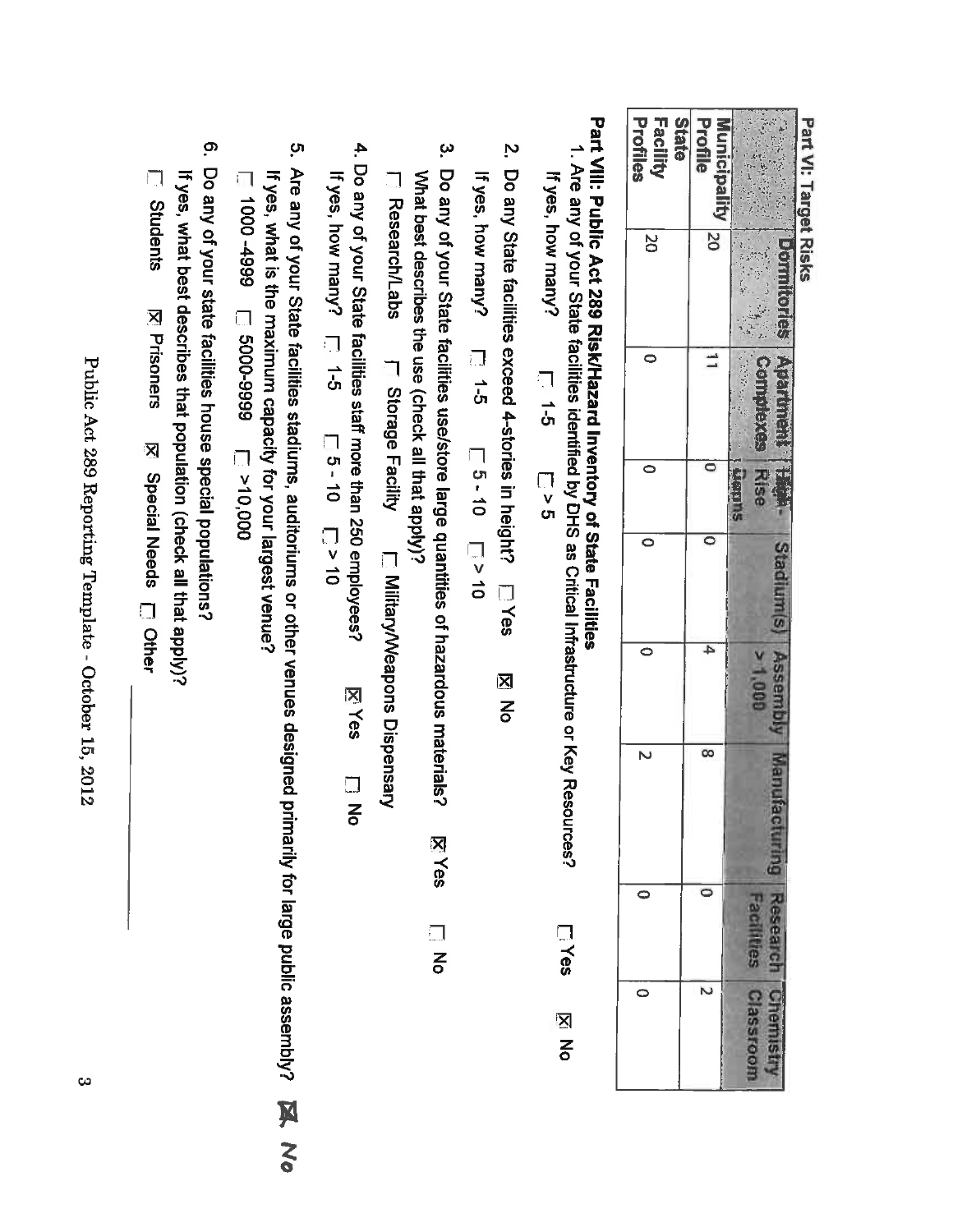## Part VII: Target Risks

| | Dormitories | Apartment Complexes | High-Rise Bldgs | Stadium(s) | Assembly > 1,000 | Manufacturing | Research Facilities | Chemistry Classroom |
|---|---|---|---|---|---|---|---|---|
| Municipality Profile | 20 | 11 | 0 | 0 | 4 | 8 | 0 | 2 |
| State Facility Profiles | 20 | 0 | 0 | 0 | 0 | 2 | 0 | 0 |

## Part VIII: Public Act 289 Risk/Hazard Inventory of State Facilities

1. Are any of your State facilities identified by DHS as Critical Infrastructure or Key Resources? ☐ Yes ☒ No

   If yes, how many? ☐ 1-5 ☐ > 5

2. Do any State facilities exceed 4-stories in height? ☐ Yes ☒ No

   If yes, how many? ☐ 1-5 ☐ 5 - 10 ☐ > 10

3. Do any of your State facilities use/store large quantities of hazardous materials? ☒ Yes ☐ No

   What best describes the use (check all that apply)?

   ☐ Research/Labs ☐ Storage Facility ☐ Military/Weapons Dispensary

4. Do any of your State facilities staff more than 250 employees? ☒ Yes ☐ No

   If yes, how many? ☐ 1-5 ☐ 5 - 10 ☐ > 10

5. Are any of your State facilities stadiums, auditoriums or other venues designed primarily for large public assembly? ☒ No

   If yes, what is the maximum capacity for your largest venue?

   ☐ 1000 -4999 ☐ 5000-9999 ☐ >10,000

6. Do any of your state facilities house special populations?

   If yes, what best describes that population (check all that apply)?

   ☐ Students ☒ Prisoners ☒ Special Needs ☐ Other \_\_\_\_\_\_\_\_\_\_\_\_\_\_\_\_

Public Act 289 Reporting Template - October 15, 2012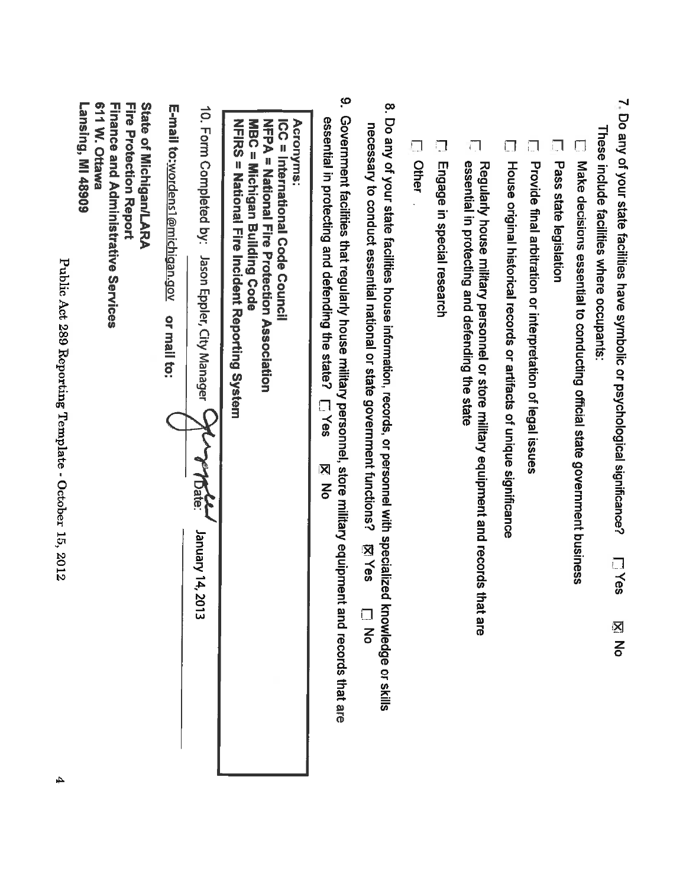7. Do any of your state facilities have symbolic or psychological significance? ☐ Yes ☒ No

   These include facilities where occupants:

   ☐ Make decisions essential to conducting official state government business

   ☐ Pass state legislation

   ☐ Provide final arbitration or interpretation of legal issues

   ☐ House original historical records or artifacts of unique significance

   ☐ Regularly house military personnel or store military equipment and records that are essential in protecting and defending the state

   ☐ Engage in special research

   ☐ Other

8. Do any of your state facilities house information, records, or personnel with specialized knowledge or skills necessary to conduct essential national or state government functions? ☒ Yes ☐ No

9. Government facilities that regularly house military personnel, store military equipment and records that are essential in protecting and defending the state? ☐ Yes ☒ No

**Acronyms:**
**ICC = International Code Council**
**NFPA = National Fire Protection Association**
**MBC = Michigan Building Code**
**NFIRS = National Fire Incident Reporting System**

10. Form Completed by: Jason Eppler, City Manager [signature] Date: January 14, 2013

**E-mail to:** wordens1@michigan.gov **or mail to:**

**State of Michigan/LARA**
**Fire Protection Report**
**Finance and Administrative Services**
**611 W. Ottawa**
**Lansing, MI 48909**

Public Act 289 Reporting Template - October 15, 2012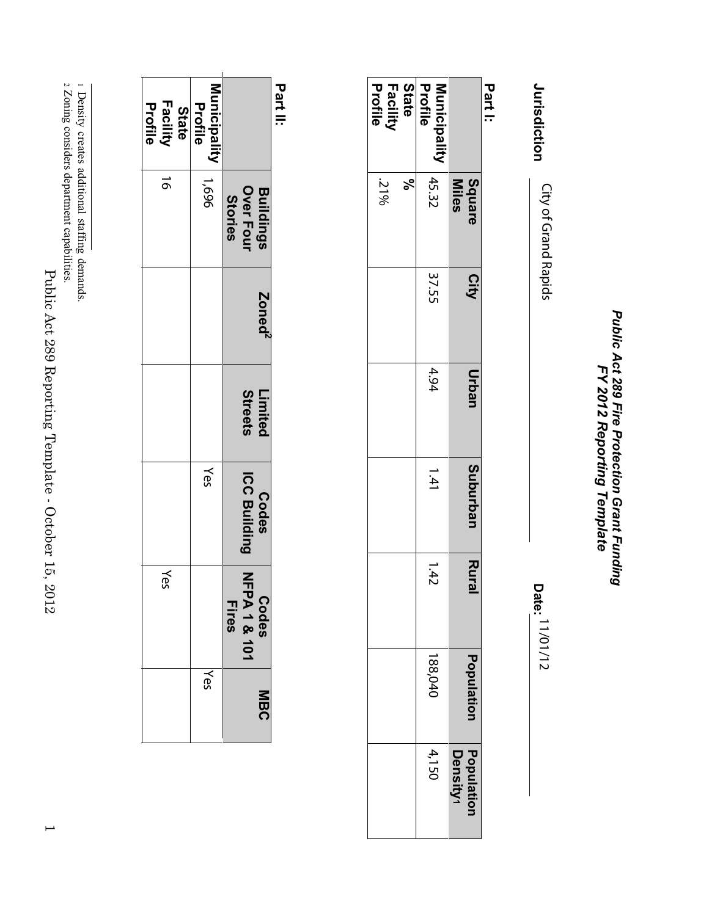# *Public Act 289 Fire Protection Grant Funding FY 2012 Reporting Template*

**Jurisdiction** City of Grand Rapids **Date:** 11/01/12

**Part I:**

| | Square Miles | City | Urban | Suburban | Rural | Population | Population Density[1] |
|---|---|---|---|---|---|---|---|
| Municipality Profile | 45.32 | 37.55 | 4.94 | 1.41 | 1.42 | 188,040 | 4,150 |
| State Facility Profile | % .21% | | | | | | |

**Part II:**

| | Buildings Over Four Stories | Zoned[2] | Limited Streets | Codes ICC Building | Codes NFPA 1 & 101 Fires | MBC |
|---|---|---|---|---|---|---|
| Municipality Profile | 1,696 | | | Yes | | Yes |
| State Facility Profile | 16 | | | | Yes | |

[1] Density creates additional staffing demands.
[2] Zoning considers department capabilities.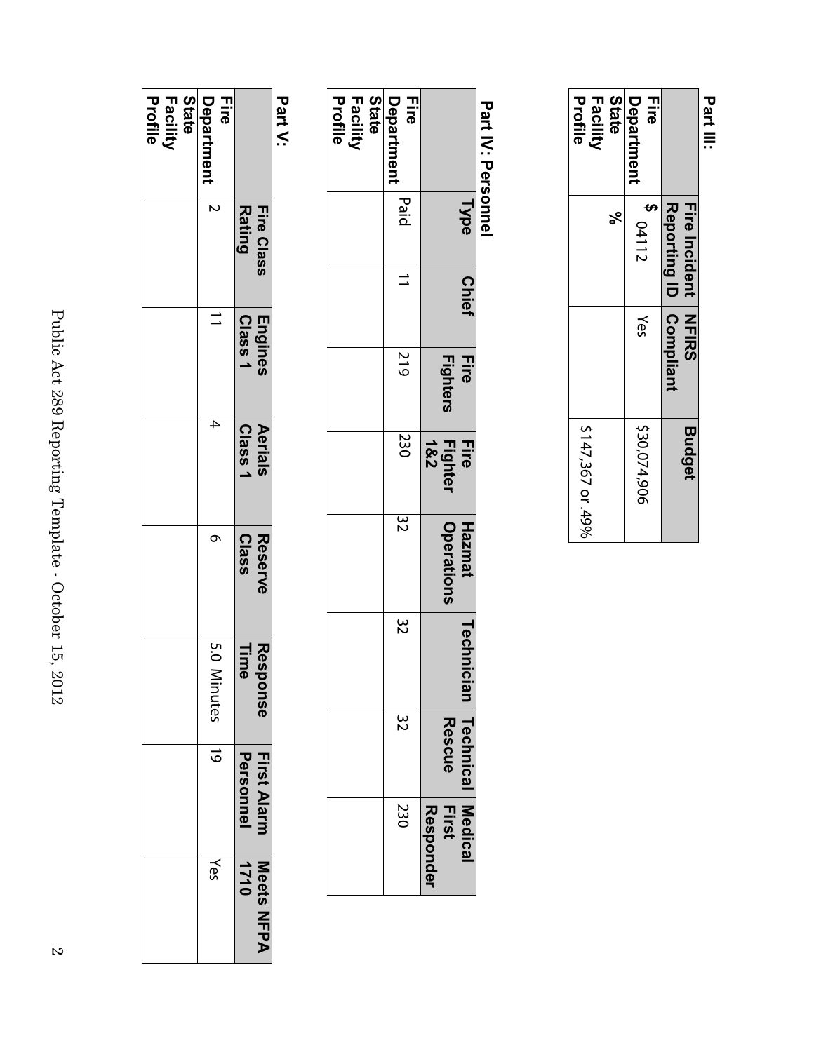**Part III:**

| | Fire Incident Reporting ID | NFIRS Compliant | Budget |
|---|---|---|---|
| Fire Department | 04112 | Yes | $30,074,906 |
| State Facility Profile | | | $147,367 or .49% |

**Part IV: Personnel**

| Type | Chief | Fire Fighters | Fire Fighter 1&2 | Hazmat Operations | Technician | Technical Rescue | Medical First Responder |
|---|---|---|---|---|---|---|---|
| Fire Department | Paid | 11 | 219 | 230 | 32 | 32 | 32 | 230 |
| State Facility Profile | | | | | | | | |

**Part V:**

| | Fire Class Rating | Engines Class 1 | Aerials Class 1 | Reserve Class | Response Time | First Alarm Personnel | Meets NFPA 1710 |
|---|---|---|---|---|---|---|---|
| Fire Department | 2 | 11 | 4 | 6 | 5.0 Minutes | 19 | Yes |
| State Facility Profile | | | | | | | |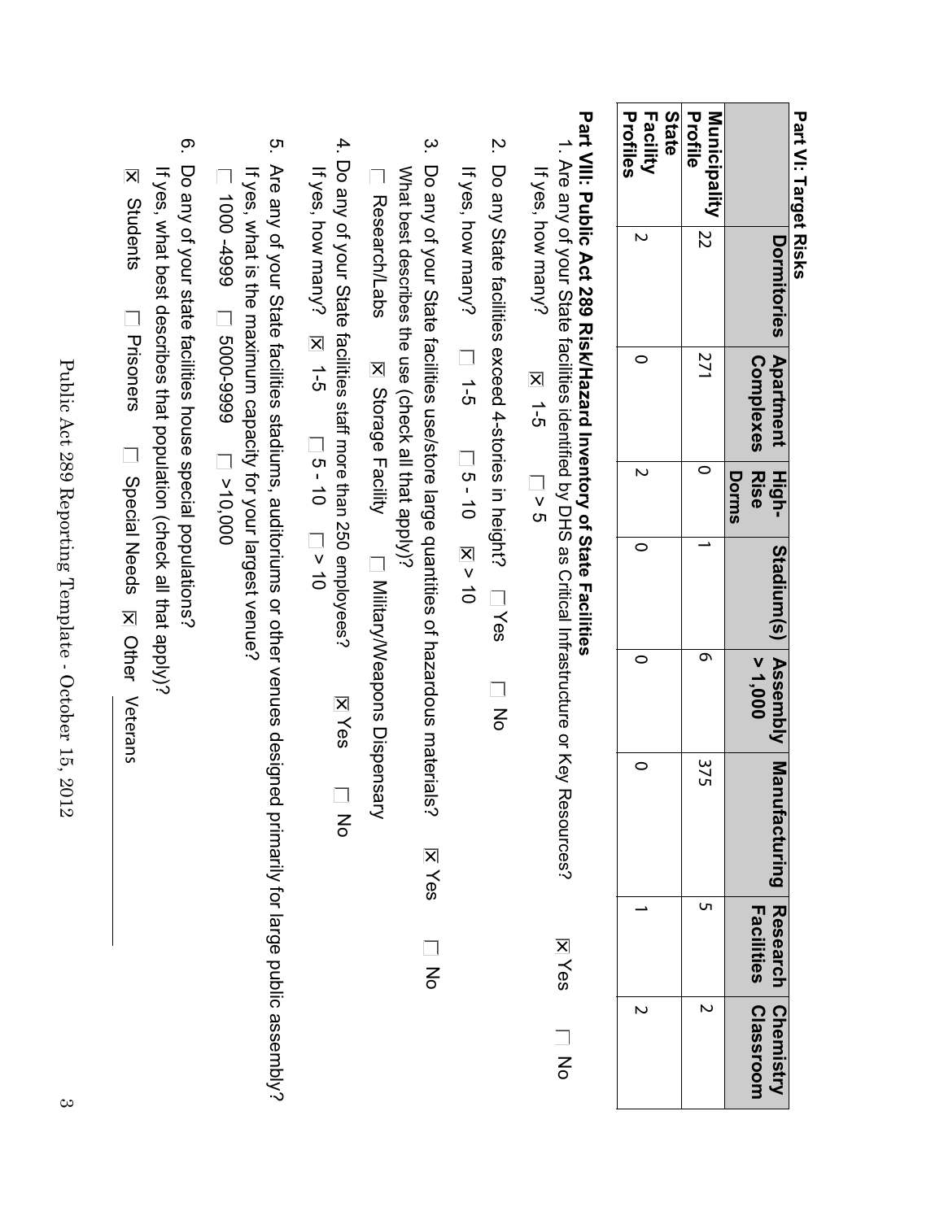## Part VI: Target Risks

| | Dormitories | Apartment Complexes | High-Rise Dorms | Stadium(s) | Assembly > 1,000 | Manufacturing | Research Facilities | Chemistry Classroom |
|---|---|---|---|---|---|---|---|---|
| **Municipality Profile** | 22 | 271 | 0 | 1 | 6 | 375 | 5 | 2 |
| **State Facility Profiles** | 2 | 0 | 2 | 0 | 0 | 0 | 1 | 2 |

## Part VIII: Public Act 289 Risk/Hazard Inventory of State Facilities

1. Are any of your State facilities identified by DHS as Critical Infrastructure or Key Resources? ☒ Yes ☐ No

   If yes, how many? ☒ 1-5 ☐ > 5

2. Do any State facilities exceed 4-stories in height? ☐ Yes ☐ No

   If yes, how many? ☐ 1-5 ☐ 5 - 10 ☒ > 10

3. Do any of your State facilities use/store large quantities of hazardous materials? ☒ Yes ☐ No

   What best describes the use (check all that apply)?

   ☐ Research/Labs ☒ Storage Facility ☐ Military/Weapons Dispensary

4. Do any of your State facilities staff more than 250 employees? ☒ Yes ☐ No

   If yes, how many? ☒ 1-5 ☐ 5 - 10 ☐ > 10

5. Are any of your State facilities stadiums, auditoriums or other venues designed primarily for large public assembly?

   If yes, what is the maximum capacity for your largest venue?

   ☐ 1000 -4999 ☐ 5000-9999 ☐ >10,000

6. Do any of your state facilities house special populations?

   If yes, what best describes that population (check all that apply)?

   ☒ Students ☐ Prisoners ☐ Special Needs ☒ Other Veterans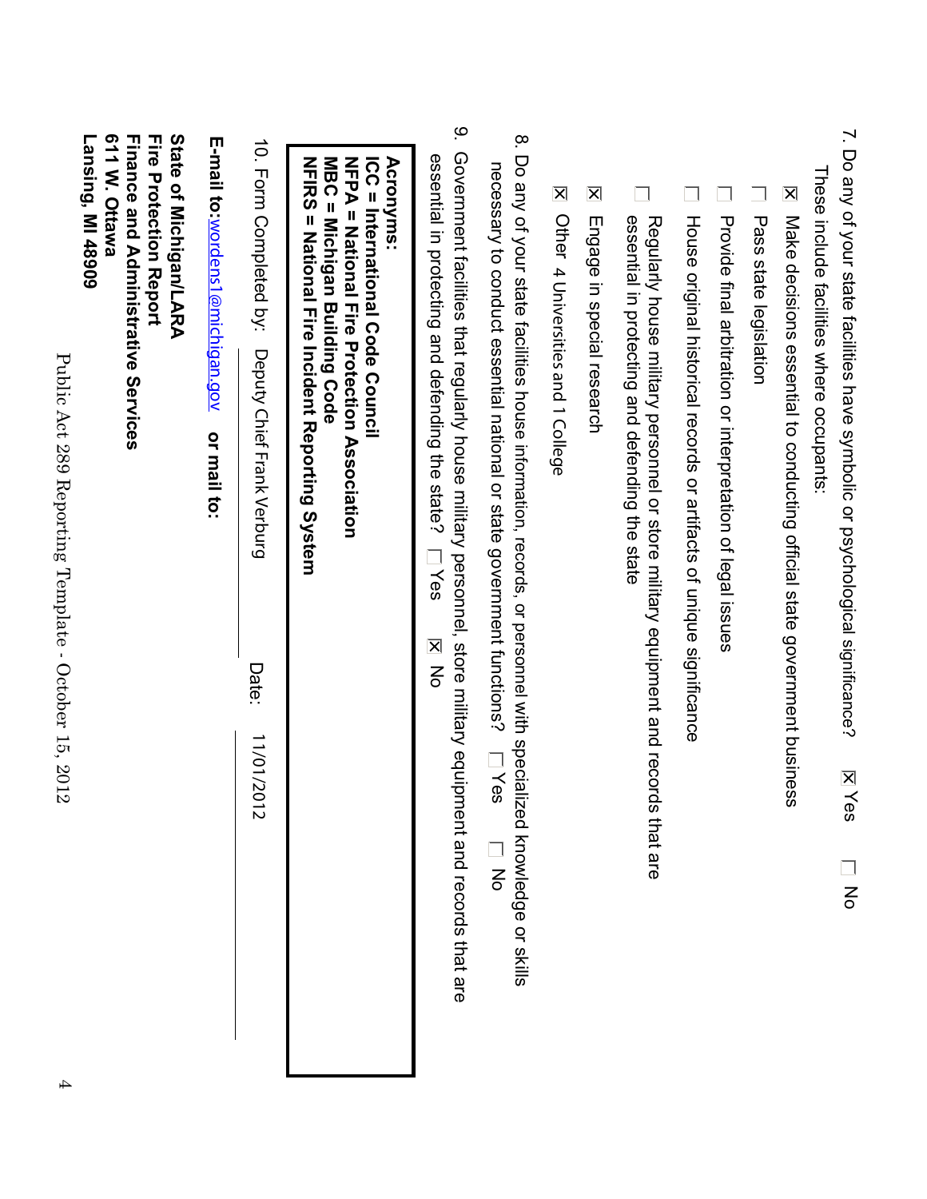7. Do any of your state facilities have symbolic or psychological significance? ☒ Yes ☐ No

   These include facilities where occupants:

   ☒ Make decisions essential to conducting official state government business

   ☐ Pass state legislation

   ☐ Provide final arbitration or interpretation of legal issues

   ☐ House original historical records or artifacts of unique significance

   ☐ Regularly house military personnel or store military equipment and records that are essential in protecting and defending the state

   ☒ Engage in special research

   ☒ Other 4 Universities and 1 College

8. Do any of your state facilities house information, records, or personnel with specialized knowledge or skills necessary to conduct essential national or state government functions? ☐ Yes ☐ No

9. Government facilities that regularly house military personnel, store military equipment and records that are essential in protecting and defending the state? ☐ Yes ☒ No

**Acronyms:**
**ICC = International Code Council**
**NFPA = National Fire Protection Association**
**MBC = Michigan Building Code**
**NFIRS = National Fire Incident Reporting System**

10. Form Completed by: Deputy Chief Frank Verburg Date: 11/01/2012

**E-mail to:** wordens1@michigan.gov **or mail to:**

**State of Michigan/LARA**
**Fire Protection Report**
**Finance and Administrative Services**
**611 W. Ottawa**
**Lansing, MI 48909**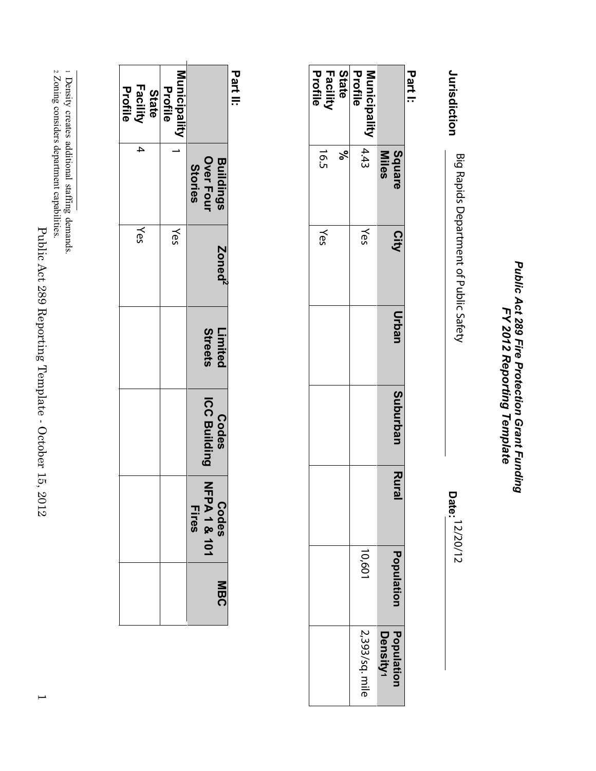# *Public Act 289 Fire Protection Grant Funding FY 2012 Reporting Template*

**Jurisdiction** Big Rapids Department of Public Safety **Date:** 12/20/12

**Part I:**

| | Square Miles | City | Urban | Suburban | Rural | Population | Population Density[1] |
|---|---|---|---|---|---|---|---|
| **Municipality Profile** | 4.43 | Yes | | | | 10,601 | 2,393/sq. mile |
| **State Facility Profile** | % 16.5 | Yes | | | | | |

**Part II:**

| | Buildings Over Four Stories | Zoned[2] | Limited Streets | Codes ICC Building | Codes NFPA 1 & 101 Fires | MBC |
|---|---|---|---|---|---|---|
| **Municipality Profile** | 1 | Yes | | | | |
| **State Facility Profile** | 4 | Yes | | | | |

[1] Density creates additional staffing demands.
[2] Zoning considers department capabilities.

Public Act 289 Reporting Template - October 15, 2012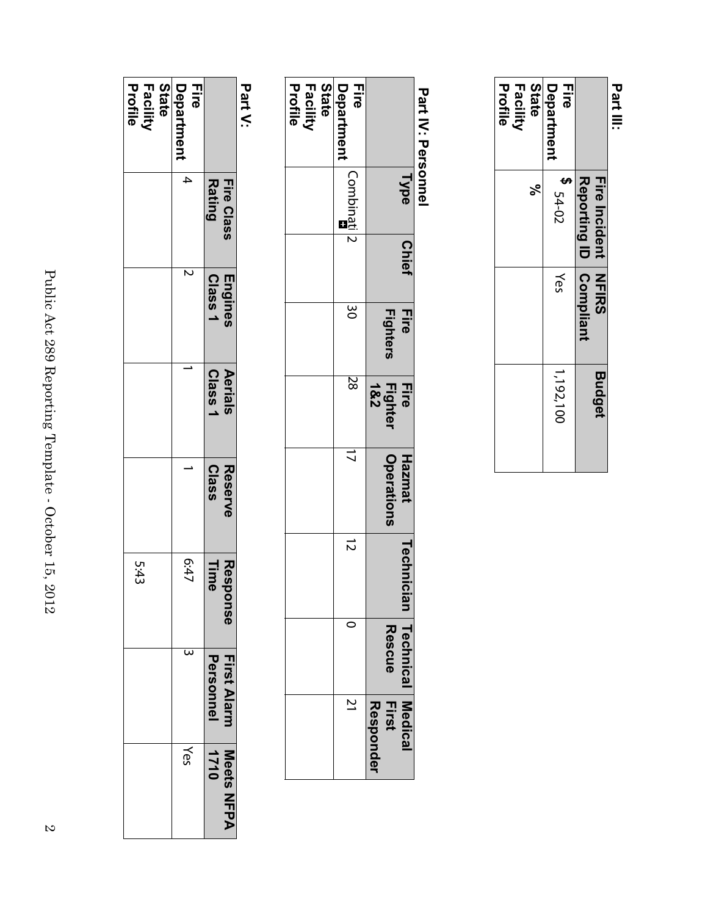## Part III:

| | Fire Incident Reporting ID | NFIRS Compliant | Budget |
|---|---|---|---|
| Fire Department | 54-02 | Yes | $ 1,192,100 |
| State Facility Profile | | | % |

## Part IV: Personnel

| | Type | Chief | Fire Fighters | Fire Fighter 1&2 | Hazmat Operations | Technician | Technical Rescue | Medical First Responder |
|---|---|---|---|---|---|---|---|---|
| Fire Department | Combinati | 2 | 30 | 28 | 17 | 12 | 0 | 21 |
| State Facility Profile | | | | | | | | |

## Part V:

| | Fire Class Rating | Engines Class 1 | Aerials Class 1 | Reserve Class | Response Time | First Alarm Personnel | Meets NFPA 1710 |
|---|---|---|---|---|---|---|---|
| Fire Department | 4 | 2 | 1 | 1 | 6:47 | 3 | Yes |
| State Facility Profile | | | | | 5:43 | | |

Public Act 289 Reporting Template - October 15, 2012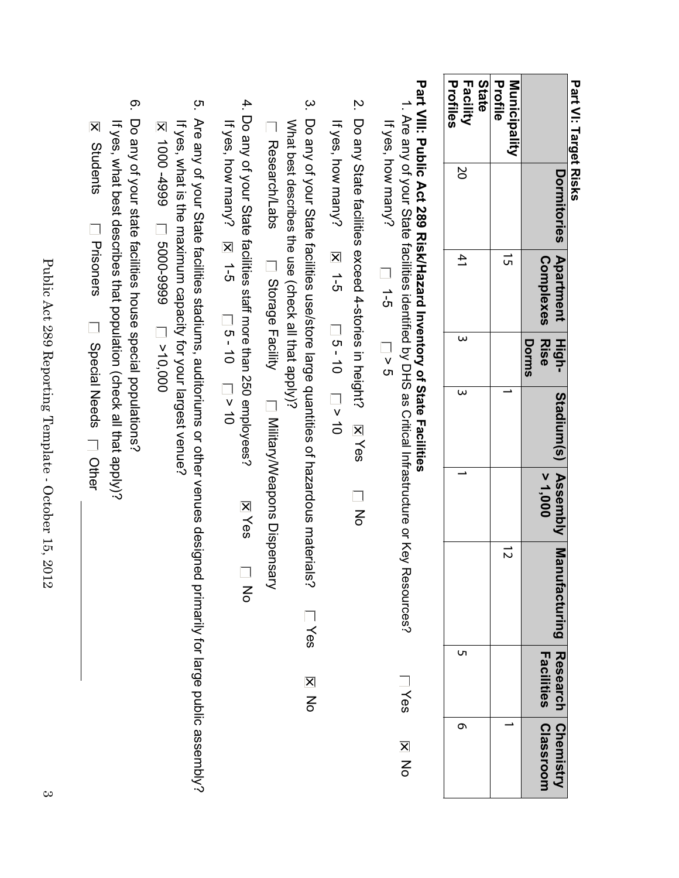## Part VI: Target Risks

| | Dormitories | Apartment Complexes | High-Rise Dorms | Stadium(s) | Assembly > 1,000 | Manufacturing | Research Facilities | Chemistry Classroom |
|---|---|---|---|---|---|---|---|---|
| Municipality Profile | | 15 | | 1 | | 12 | | 1 |
| State Facility Profiles | 20 | 41 | 3 | 3 | 1 | | 5 | 6 |

## Part VIII: Public Act 289 Risk/Hazard Inventory of State Facilities

1. Are any of your State facilities identified by DHS as Critical Infrastructure or Key Resources? ☐ Yes ☒ No
   If yes, how many? ☐ 1-5 ☐ > 5
2. Do any State facilities exceed 4-stories in height? ☒ Yes ☐ No
   If yes, how many? ☒ 1-5 ☐ 5 - 10 ☐ > 10
3. Do any of your State facilities use/store large quantities of hazardous materials? ☐ Yes ☒ No
   What best describes the use (check all that apply)?
   ☐ Research/Labs ☐ Storage Facility ☐ Military/Weapons Dispensary
4. Do any of your State facilities staff more than 250 employees? ☒ Yes ☐ No
   If yes, how many? ☒ 1-5 ☐ 5 - 10 ☐ > 10
5. Are any of your State facilities stadiums, auditoriums or other venues designed primarily for large public assembly?
   If yes, what is the maximum capacity for your largest venue?
   ☒ 1000 -4999 ☐ 5000-9999 ☐ >10,000
6. Do any of your state facilities house special populations?
   If yes, what best describes that population (check all that apply)?
   ☒ Students ☐ Prisoners ☐ Special Needs ☐ Other ____________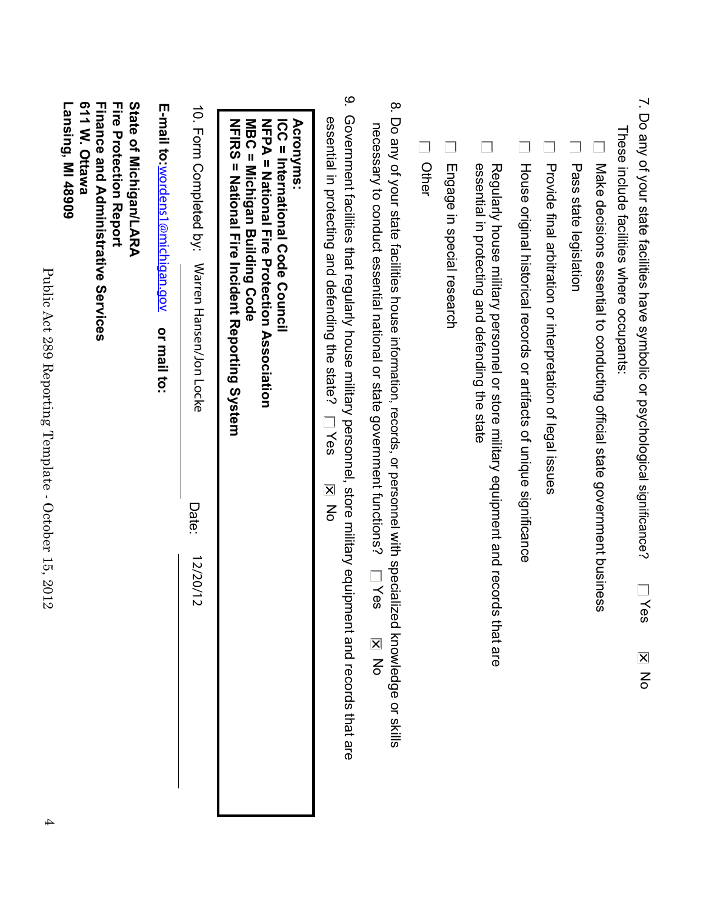7. Do any of your state facilities have symbolic or psychological significance? ☐ Yes ☒ No
   These include facilities where occupants:
   - ☐ Make decisions essential to conducting official state government business
   - ☐ Pass state legislation
   - ☐ Provide final arbitration or interpretation of legal issues
   - ☐ House original historical records or artifacts of unique significance
   - ☐ Regularly house military personnel or store military equipment and records that are essential in protecting and defending the state
   - ☐ Engage in special research
   - ☐ Other

8. Do any of your state facilities house information, records, or personnel with specialized knowledge or skills necessary to conduct essential national or state government functions? ☐ Yes ☒ No

9. Government facilities that regularly house military personnel, store military equipment and records that are essential in protecting and defending the state? ☐ Yes ☒ No

**Acronyms:**
**ICC = International Code Council**
**NFPA = National Fire Protection Association**
**MBC = Michigan Building Code**
**NFIRS = National Fire Incident Reporting System**

10. Form Completed by: Warren Hansen/Jon Locke Date: 12/20/12

**E-mail to:** wordens1@michigan.gov **or mail to:**

**State of Michigan/LARA**
**Fire Protection Report**
**Finance and Administrative Services**
**611 W. Ottawa**
**Lansing, MI 48909**

Public Act 289 Reporting Template - October 15, 2012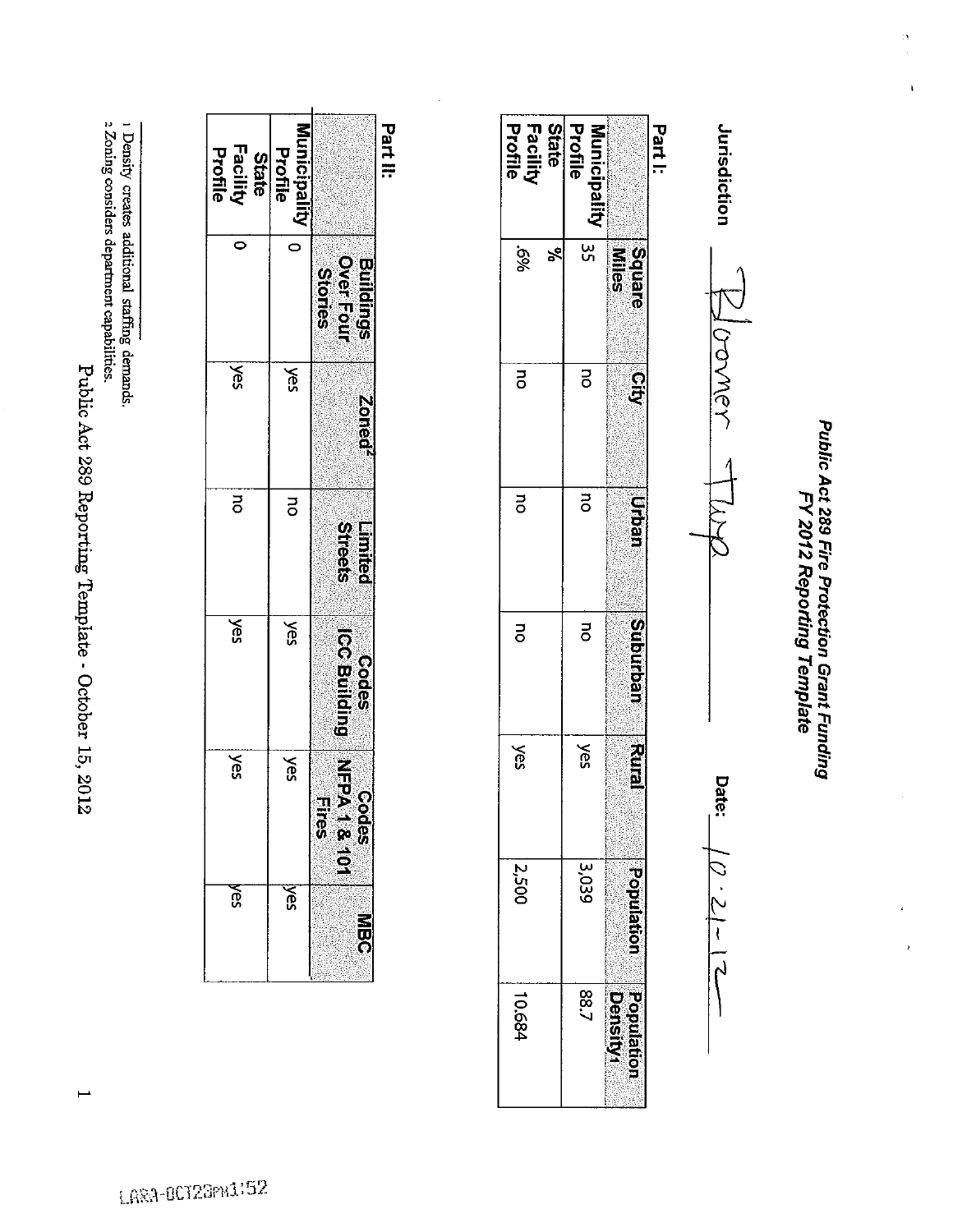# Public Act 289 Fire Protection Grant Funding
## FY 2012 Reporting Template

Jurisdiction: Bloomer Twp  Date: 10-21-12

**Part I:**

| | Square Miles | City | Urban | Suburban | Rural | Population | Population Density[1] |
|---|---|---|---|---|---|---|---|
| Municipality Profile | 35 | no | no | no | yes | 3,039 | 88.7 |
| State Facility Profile | % .6% | no | no | no | yes | 2,500 | 10.684 |

**Part II:**

| | Buildings Over Four Stories | Zoned[2] | Limited Streets | Codes ICC Building | Codes NFPA 1 & 101 Fires | MBC |
|---|---|---|---|---|---|---|
| Municipality Profile | 0 | yes | no | yes | yes | yes |
| State Facility Profile | 0 | yes | no | yes | yes | yes |

[1] Density creates additional staffing demands.
[2] Zoning considers department capabilities.

Public Act 289 Reporting Template - October 15, 2012

LARA-OCT23PM1:52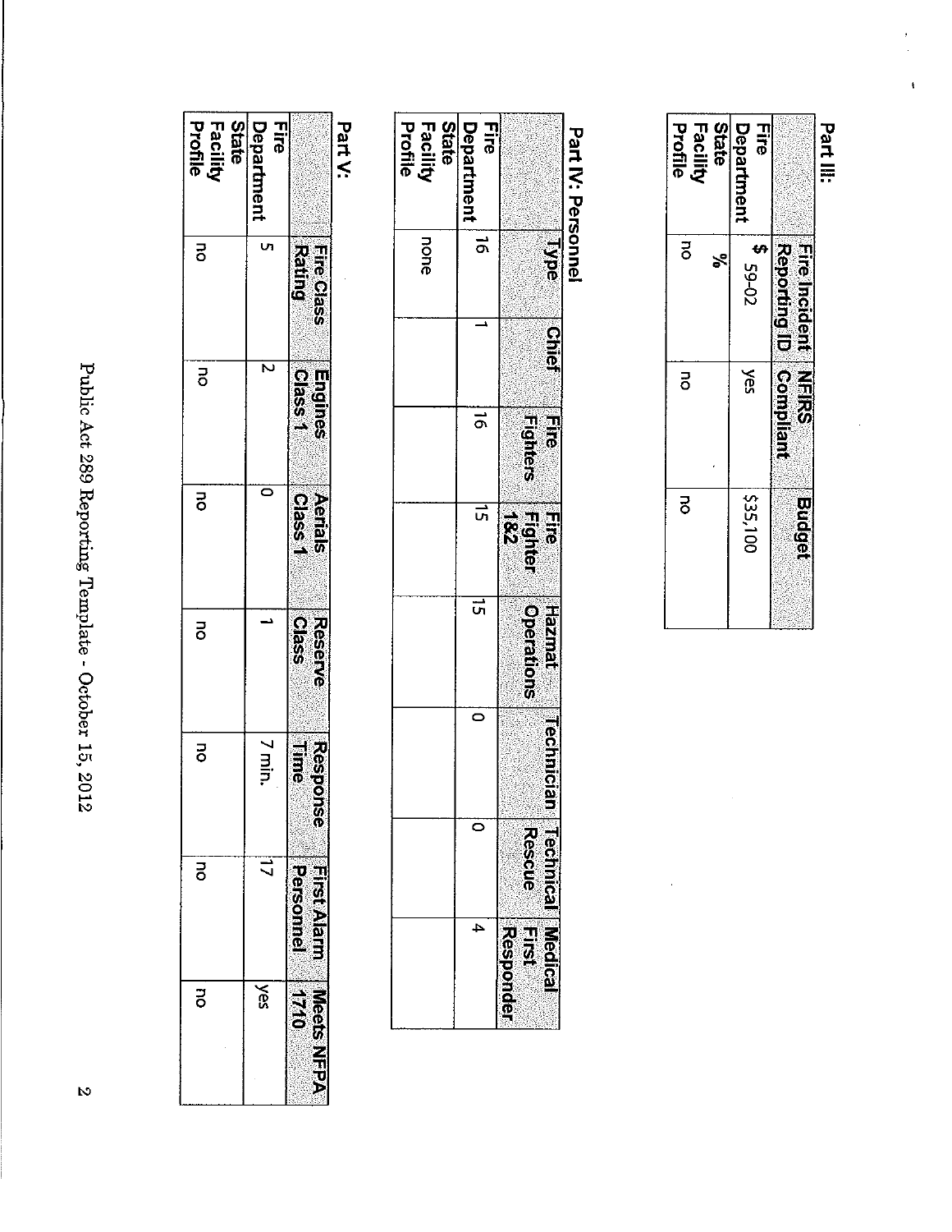## Part III:

| | Fire Incident Reporting ID | NFIRS Compliant | Budget |
|---|---|---|---|
| Fire Department | $ 59-02 | yes | $35,100 |
| State Facility Profile | % no | no | no |

## Part IV: Personnel

| Type | Chief | Fire Fighters | Fire Fighter 1&2 | Hazmat Operations | Technician | Technical Rescue | Medical First Responder |
|---|---|---|---|---|---|---|---|
| Fire Department | 16 | 1 | 16 | 15 | 15 | 0 | 0 | 4 |
| State Facility Profile | none | | | | | | | |

## Part V:

| | Fire Class Rating | Engines Class 1 | Aerials Class 1 | Reserve Class | Response Time | First Alarm Personnel | Meets NFPA 1710 |
|---|---|---|---|---|---|---|---|
| Fire Department | 5 | 2 | 0 | 1 | 7 min. | 17 | yes |
| State Facility Profile | no | no | no | no | no | no | no |

Public Act 289 Reporting Template - October 15, 2012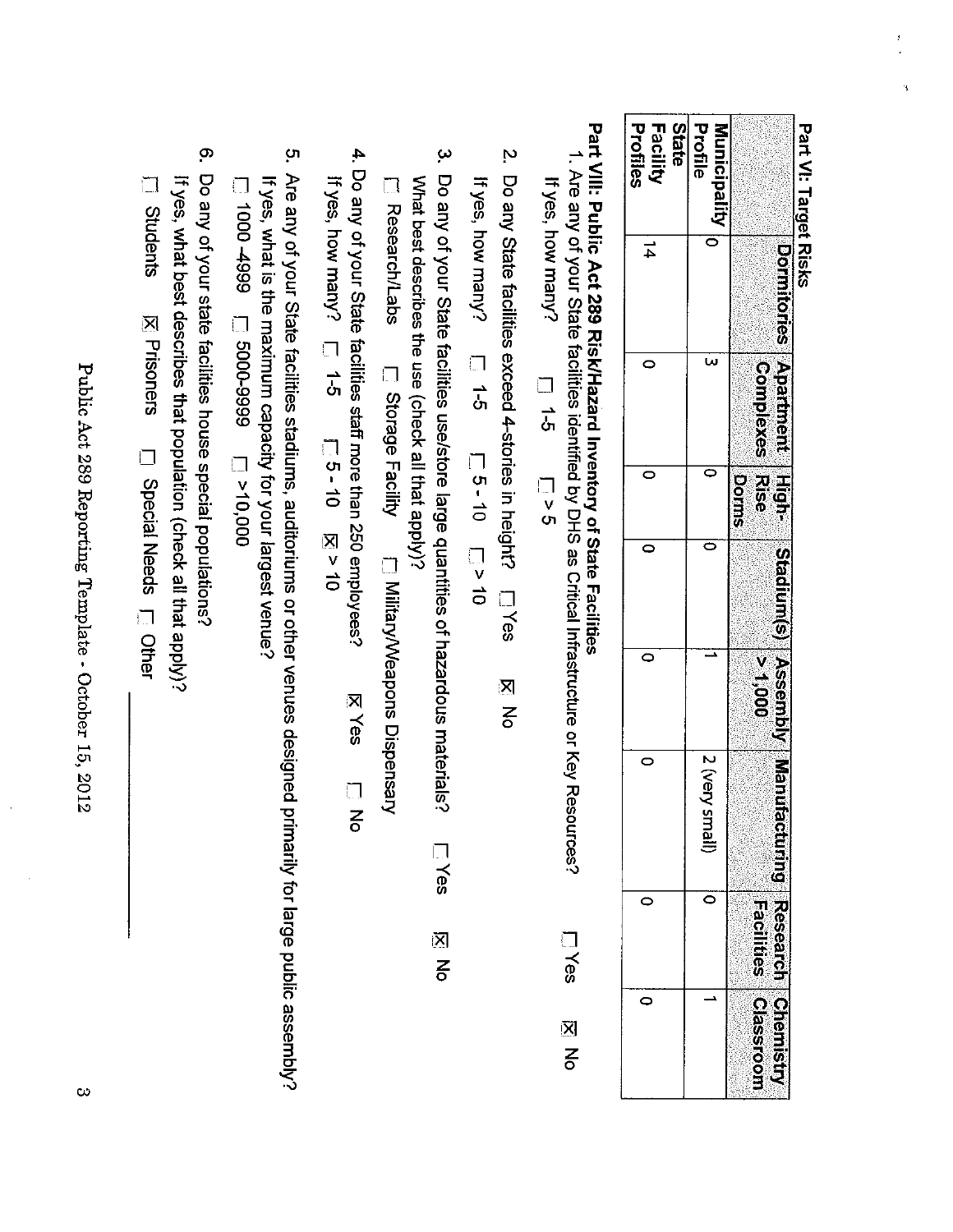## Part VI: Target Risks

| | Dormitories | Apartment Complexes | High-Rise Dorms | Stadium(s) | Assembly > 1,000 | Manufacturing | Research Facilities | Chemistry Classroom |
|---|---|---|---|---|---|---|---|---|
| Municipality Profile | 0 | 3 | 0 | 0 | 1 | 2 (very small) | 0 | 1 |
| State Facility Profiles | 14 | 0 | 0 | 0 | 0 | 0 | 0 | 0 |

## Part VIII: Public Act 289 Risk/Hazard Inventory of State Facilities

1. Are any of your State facilities identified by DHS as Critical Infrastructure or Key Resources? ☐ Yes ☒ No

   If yes, how many? ☐ 1-5 ☐ > 5

2. Do any State facilities exceed 4-stories in height? ☐ Yes ☒ No

   If yes, how many? ☐ 1-5 ☐ 5 - 10 ☐ > 10

3. Do any of your State facilities use/store large quantities of hazardous materials? ☐ Yes ☒ No

   What best describes the use (check all that apply)?

   ☐ Research/Labs ☐ Storage Facility ☐ Military/Weapons Dispensary

4. Do any of your State facilities staff more than 250 employees? ☒ Yes ☐ No

   If yes, how many? ☐ 1-5 ☐ 5 - 10 ☒ > 10

5. Are any of your State facilities stadiums, auditoriums or other venues designed primarily for large public assembly?

   If yes, what is the maximum capacity for your largest venue?

   ☐ 1000 -4999 ☐ 5000-9999 ☐ >10,000

6. Do any of your state facilities house special populations?

   If yes, what best describes that population (check all that apply)?

   ☐ Students ☒ Prisoners ☐ Special Needs ☐ Other ___________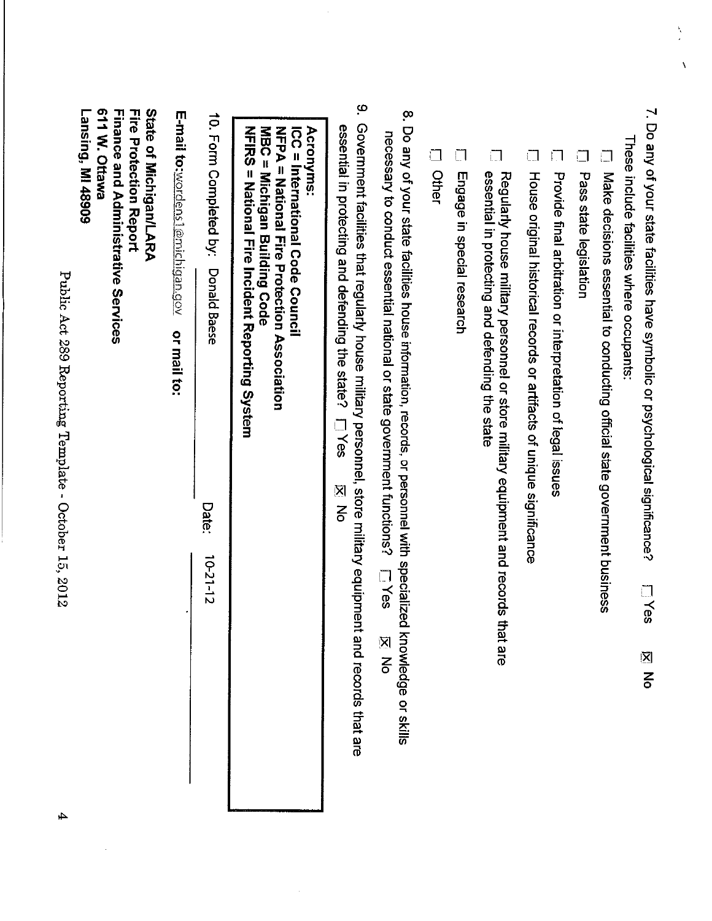7. Do any of your state facilities have symbolic or psychological significance? ☐ Yes ☒ No

   These include facilities where occupants:

   - ☐ Make decisions essential to conducting official state government business
   - ☐ Pass state legislation
   - ☐ Provide final arbitration or interpretation of legal issues
   - ☐ House original historical records or artifacts of unique significance
   - ☐ Regularly house military personnel or store military equipment and records that are essential in protecting and defending the state
   - ☐ Engage in special research
   - ☐ Other

8. Do any of your state facilities house information, records, or personnel with specialized knowledge or skills necessary to conduct essential national or state government functions? ☐ Yes ☒ No

9. Government facilities that regularly house military personnel, store military equipment and records that are essential in protecting and defending the state? ☐ Yes ☒ No

**Acronyms:**
**ICC = International Code Council**
**NFPA = National Fire Protection Association**
**MBC = Michigan Building Code**
**NFIRS = National Fire Incident Reporting System**

10. Form Completed by: Donald Baese Date: 10-21-12

**E-mail to:** wordens1@michigan.gov **or mail to:**

**State of Michigan/LARA**
**Fire Protection Report**
**Finance and Administrative Services**
**611 W. Ottawa**
**Lansing, MI 48909**

Public Act 289 Reporting Template - October 15, 2012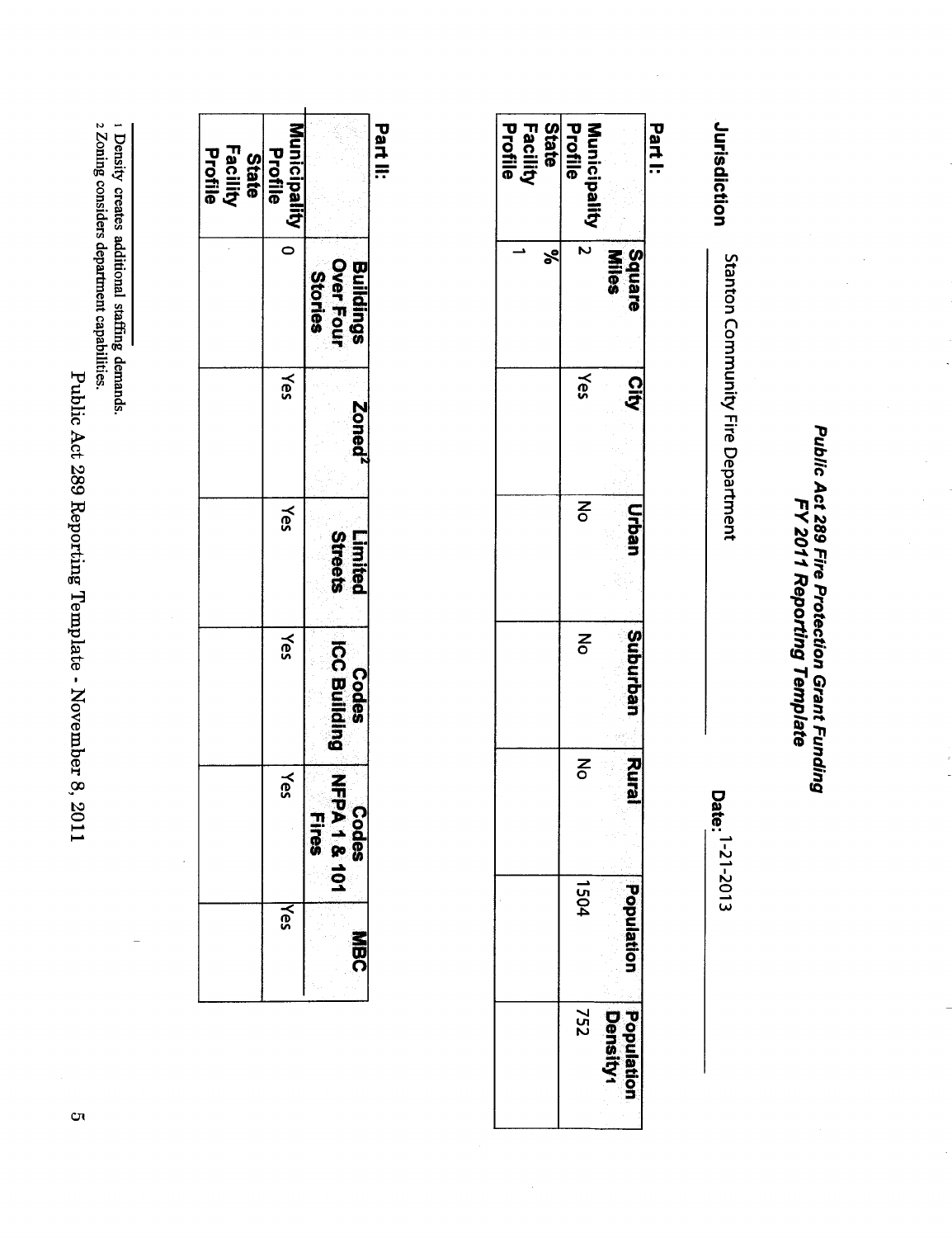## *Public Act 289 Fire Protection Grant Funding FY 2011 Reporting Template*

**Jurisdiction** Stanton Community Fire Department **Date:** 1-21-2013

**Part I:**

| | Square Miles | City | Urban | Suburban | Rural | Population | Population Density[1] |
|---|---|---|---|---|---|---|---|
| **Municipality Profile** | 2 | Yes | No | No | No | 1504 | 752 |
| **State Facility Profile** | % 1 | | | | | | |

**Part II:**

| | Buildings Over Four Stories | Zoned[2] | Limited Streets | Codes ICC Building | Codes NFPA 1 & 101 Fires | MBC |
|---|---|---|---|---|---|---|
| **Municipality Profile** | 0 | Yes | Yes | Yes | Yes | Yes |
| **State Facility Profile** | | | | | | |

[1] Density creates additional staffing demands.
[2] Zoning considers department capabilities.

Public Act 289 Reporting Template - November 8, 2011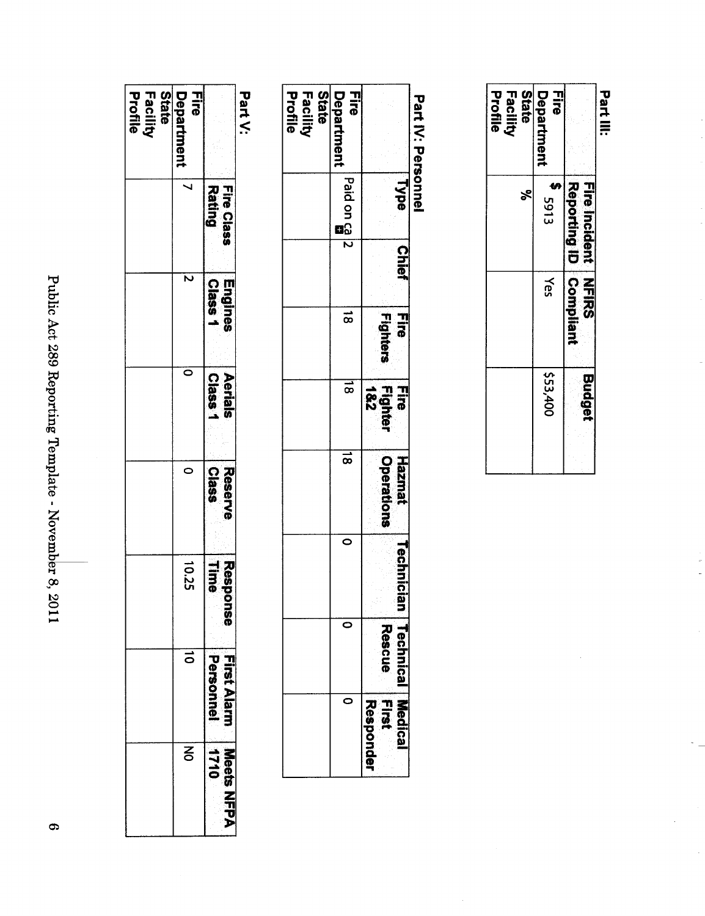**Part III:**

| | Fire Incident Reporting ID | NFIRS Compliant | Budget |
|---|---|---|---|
| Fire Department | $ 5913 | Yes | $53,400 |
| State Facility Profile | % | | |

**Part IV: Personnel**

| | Type | Chief | Fire Fighters | Fire Fighter 1&2 | Hazmat Operations | Technician | Technical Rescue | Medical First Responder |
|---|---|---|---|---|---|---|---|---|
| Fire Department | Paid on ca | 2 | 18 | 18 | 18 | 0 | 0 | 0 |
| State Facility Profile | | | | | | | | |

**Part V:**

| | Fire Class Rating | Engines Class 1 | Aerials Class 1 | Reserve Class | Response Time | First Alarm Personnel | Meets NFPA 1710 |
|---|---|---|---|---|---|---|---|
| Fire Department | 7 | 2 | 0 | 0 | 10.25 | 10 | NO |
| State Facility Profile | | | | | | | |

Public Act 289 Reporting Template - November 8, 2011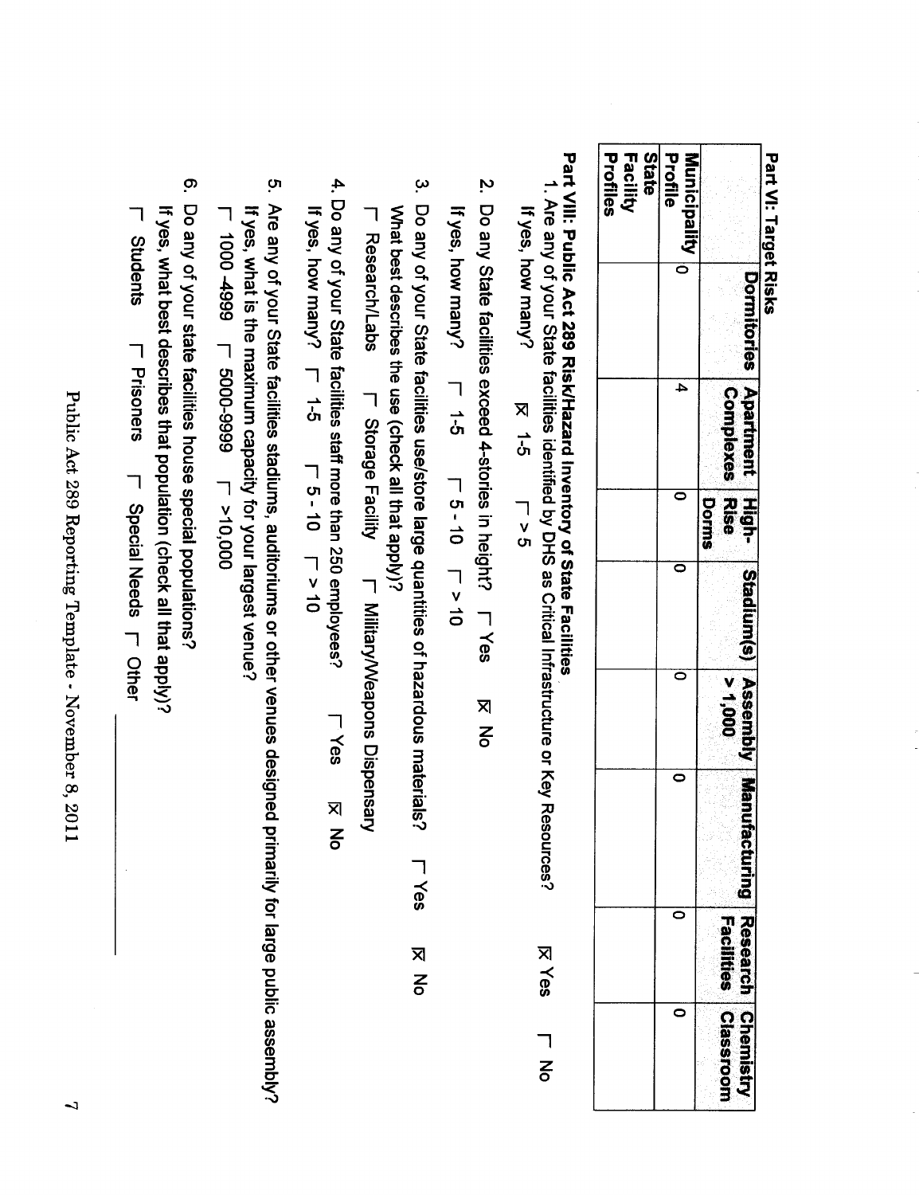**Part VI: Target Risks**

| | Dormitories | Apartment Complexes | High-Rise Dorms | Stadium(s) | Assembly > 1,000 | Manufacturing | Research Facilities | Chemistry Classroom |
|---|---|---|---|---|---|---|---|---|
| Municipality Profile | 0 | 4 | 0 | 0 | 0 | 0 | 0 | 0 |
| State Facility Profiles | | | | | | | | |

**Part VIII: Public Act 289 Risk/Hazard Inventory of State Facilities**

1. Are any of your State facilities identified by DHS as Critical Infrastructure or Key Resources? ☒ Yes ☐ No

   If yes, how many? ☒ 1-5 ☐ > 5

2. Do any State facilities exceed 4-stories in height? ☐ Yes ☒ No

   If yes, how many? ☐ 1-5 ☐ 5 - 10 ☐ > 10

3. Do any of your State facilities use/store large quantities of hazardous materials? ☐ Yes ☒ No

   What best describes the use (check all that apply)?

   ☐ Research/Labs ☐ Storage Facility ☐ Military/Weapons Dispensary

4. Do any of your State facilities staff more than 250 employees? ☐ Yes ☒ No

   If yes, how many? ☐ 1-5 ☐ 5 - 10 ☐ > 10

5. Are any of your State facilities stadiums, auditoriums or other venues designed primarily for large public assembly?

   If yes, what is the maximum capacity for your largest venue?

   ☐ 1000 -4999 ☐ 5000-9999 ☐ >10,000

6. Do any of your state facilities house special populations?

   If yes, what best describes that population (check all that apply)?

   ☐ Students ☐ Prisoners ☐ Special Needs ☐ Other ______________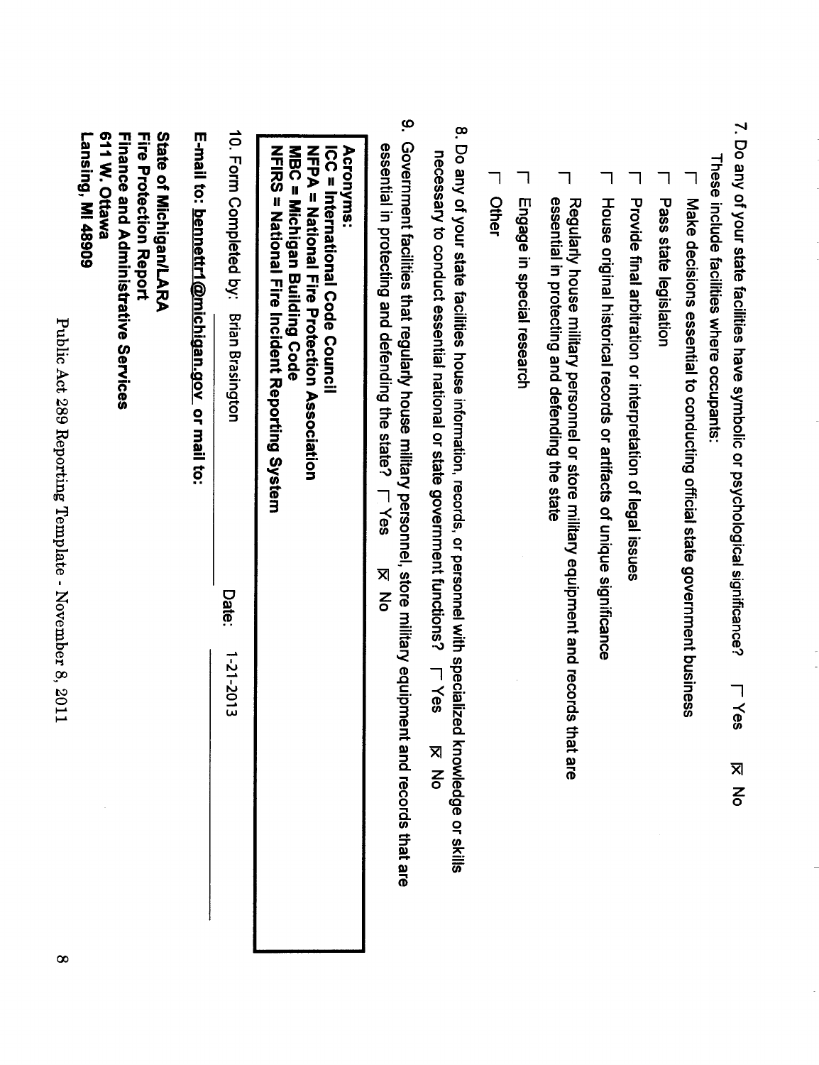7. Do any of your state facilities have symbolic or psychological significance? ☐ Yes ☒ No

   These include facilities where occupants:

   - ☐ Make decisions essential to conducting official state government business
   - ☐ Pass state legislation
   - ☐ Provide final arbitration or interpretation of legal issues
   - ☐ House original historical records or artifacts of unique significance
   - ☐ Regularly house military personnel or store military equipment and records that are essential in protecting and defending the state
   - ☐ Engage in special research
   - ☐ Other

8. Do any of your state facilities house information, records, or personnel with specialized knowledge or skills necessary to conduct essential national or state government functions? ☐ Yes ☒ No

9. Government facilities that regularly house military personnel, store military equipment and records that are essential in protecting and defending the state? ☐ Yes ☒ No

**Acronyms:**
**ICC = International Code Council**
**NFPA = National Fire Protection Association**
**MBC = Michigan Building Code**
**NFIRS = National Fire Incident Reporting System**

10. Form Completed by: Brian Brasington Date: 1-21-2013

**E-mail to: bennettr1@michigan.gov or mail to:**

**State of Michigan/LARA**
**Fire Protection Report**
**Finance and Administrative Services**
**611 W. Ottawa**
**Lansing, MI 48909**

Public Act 289 Reporting Template - November 8, 2011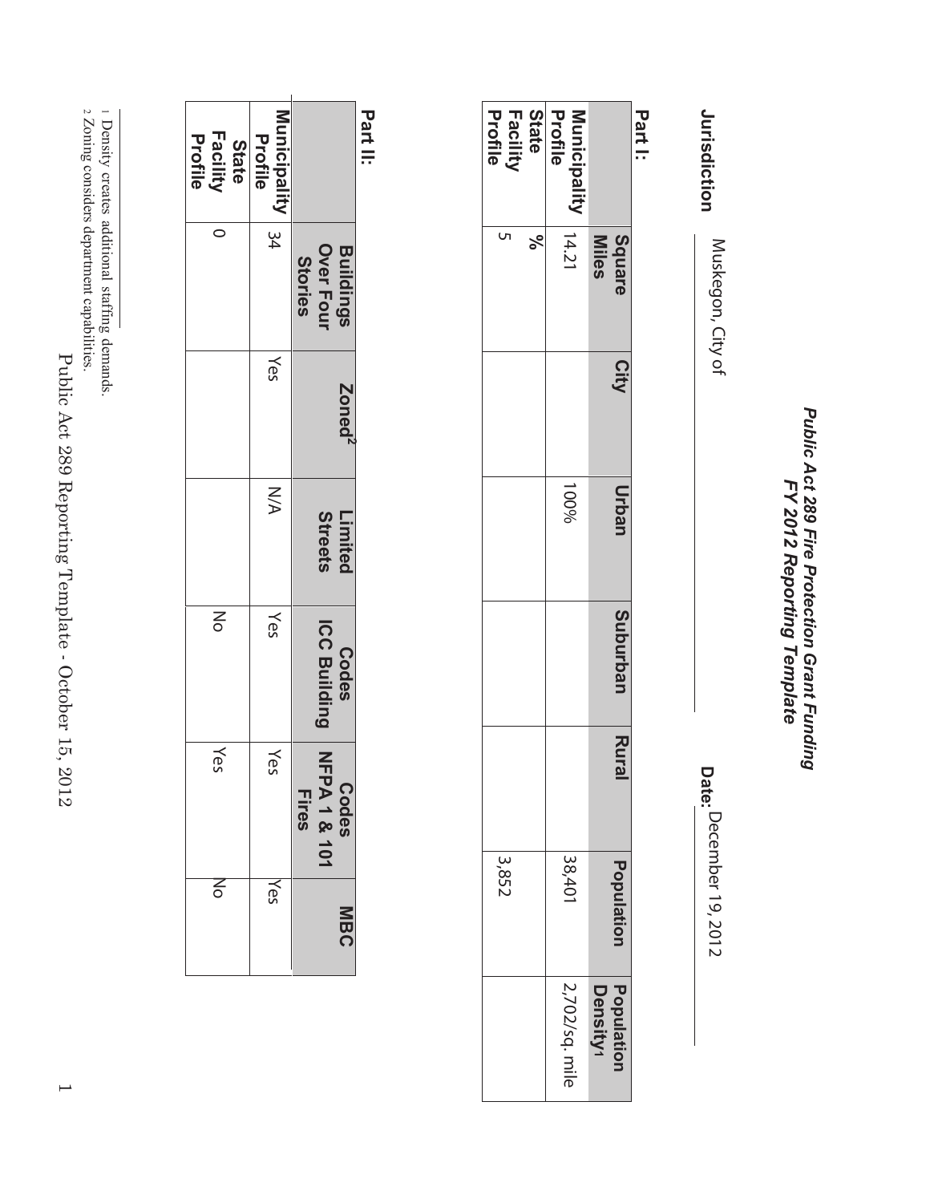## *Public Act 289 Fire Protection Grant Funding FY 2012 Reporting Template*

**Jurisdiction** Muskegon, City of

**Date:** December 19, 2012

### Part I:

| | Square Miles | City | Urban | Suburban | Rural | Population | Population Density[1] |
|---|---|---|---|---|---|---|---|
| **Municipality Profile** | 14.21 | | 100% | | | 38,401 | 2,702/sq. mile |
| **State Facility Profile** | **%** 5 | | | | | 3,852 | |

### Part II:

| | Buildings Over Four Stories | Zoned[2] | Limited Streets | Codes ICC Building | Codes NFPA 1 & 101 Fires | MBC |
|---|---|---|---|---|---|---|
| **Municipality Profile** | 34 | Yes | N/A | Yes | Yes | Yes |
| **State Facility Profile** | 0 | | | No | Yes | No |

[1] Density creates additional staffing demands.
[2] Zoning considers department capabilities.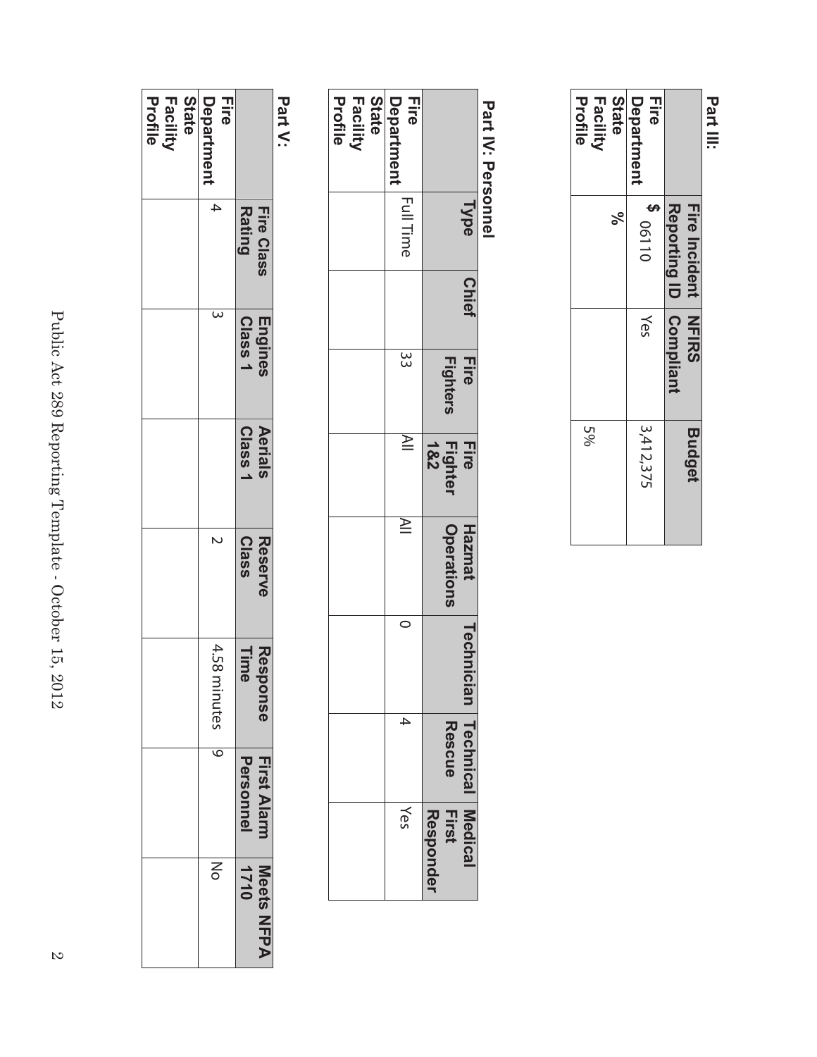**Part III:**

| | Fire Incident Reporting ID | NFIRS Compliant | Budget |
|---|---|---|---|
| Fire Department | $ 06110 | Yes | 3,412,375 |
| State Facility Profile | % | | 5% |

**Part IV: Personnel**

| | Type | Chief | Fire Fighters | Fire Fighter 1&2 | Hazmat Operations | Technician | Technical Rescue | Medical First Responder |
|---|---|---|---|---|---|---|---|---|
| Fire Department | Full Time | | 33 | All | All | 0 | 4 | Yes |
| State Facility Profile | | | | | | | | |

**Part V:**

| | Fire Class Rating | Engines Class 1 | Aerials Class 1 | Reserve Class | Response Time | First Alarm Personnel | Meets NFPA 1710 |
|---|---|---|---|---|---|---|---|
| Fire Department | 4 | 3 | | 2 | 4.58 minutes | 9 | No |
| State Facility Profile | | | | | | | |

Public Act 289 Reporting Template - October 15, 2012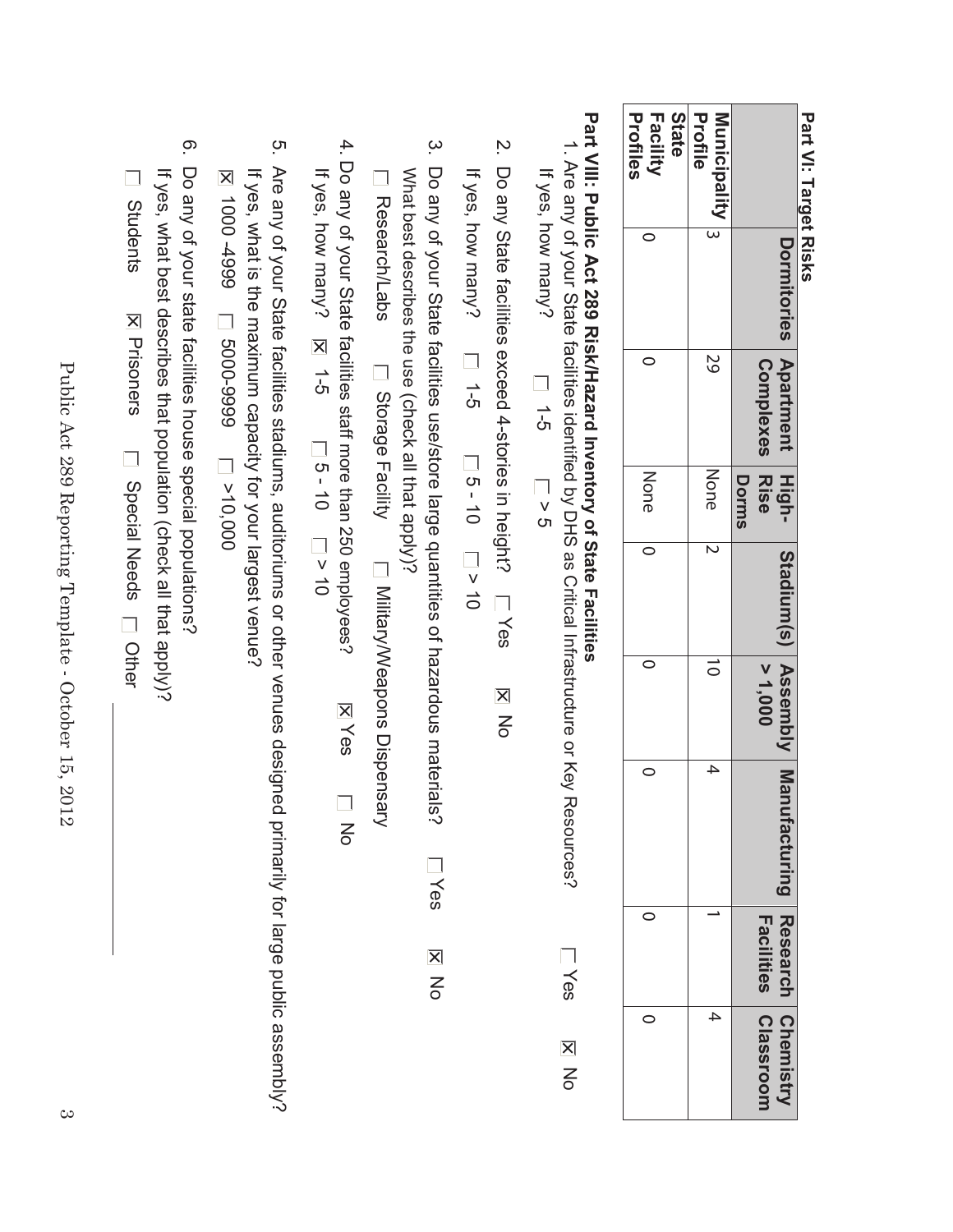**Part VI: Target Risks**

| | Dormitories | Apartment Complexes | High-Rise Dorms | Stadium(s) | Assembly > 1,000 | Manufacturing | Research Facilities | Chemistry Classroom |
|---|---|---|---|---|---|---|---|---|
| **Municipality Profile** | 3 | 29 | None | 2 | 10 | 4 | 1 | 4 |
| **State Facility Profiles** | 0 | 0 | None | 0 | 0 | 0 | 0 | 0 |

**Part VII: Public Act 289 Risk/Hazard Inventory of State Facilities**

1. Are any of your State facilities identified by DHS as Critical Infrastructure or Key Resources? ☐ Yes ☒ No

   If yes, how many? ☐ 1-5 ☐ > 5

2. Do any State facilities exceed 4-stories in height? ☐ Yes ☒ No

   If yes, how many? ☐ 1-5 ☐ 5 - 10 ☐ > 10

3. Do any of your State facilities use/store large quantities of hazardous materials? ☐ Yes ☒ No

   What best describes the use (check all that apply)?

   ☐ Research/Labs ☐ Storage Facility ☐ Military/Weapons Dispensary

4. Do any of your State facilities staff more than 250 employees? ☒ Yes ☐ No

   If yes, how many? ☒ 1-5 ☐ 5 - 10 ☐ > 10

5. Are any of your State facilities stadiums, auditoriums or other venues designed primarily for large public assembly?

   If yes, what is the maximum capacity for your largest venue?

   ☒ 1000 -4999 ☐ 5000-9999 ☐ >10,000

6. Do any of your state facilities house special populations?

   If yes, what best describes that population (check all that apply)?

   ☐ Students ☒ Prisoners ☐ Special Needs ☐ Other ______________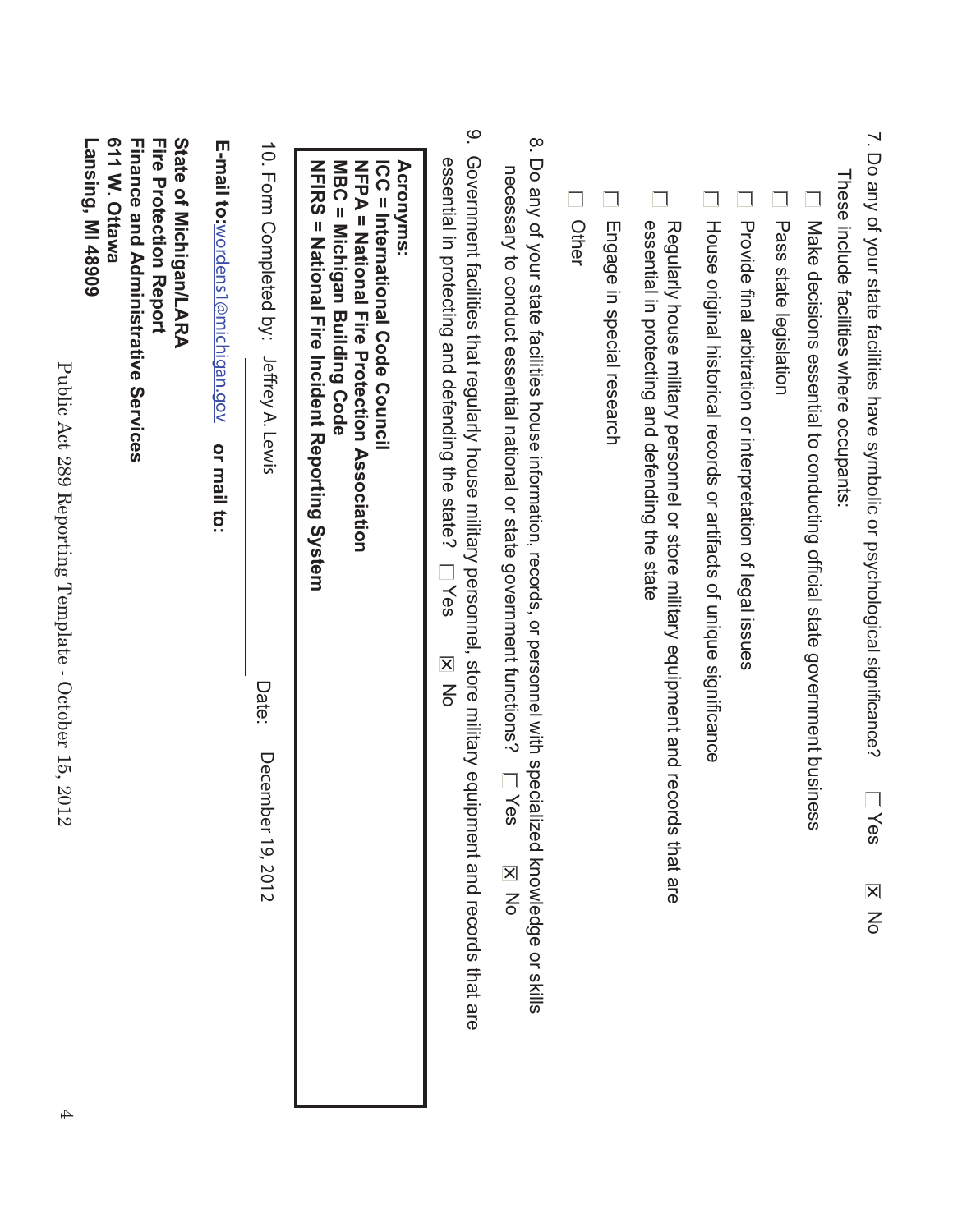7. Do any of your state facilities have symbolic or psychological significance? ☐ Yes ☒ No

   These include facilities where occupants:

   - ☐ Make decisions essential to conducting official state government business
   - ☐ Pass state legislation
   - ☐ Provide final arbitration or interpretation of legal issues
   - ☐ House original historical records or artifacts of unique significance
   - ☐ Regularly house military personnel or store military equipment and records that are essential in protecting and defending the state
   - ☐ Engage in special research
   - ☐ Other

8. Do any of your state facilities house information, records, or personnel with specialized knowledge or skills necessary to conduct essential national or state government functions? ☐ Yes ☒ No

9. Government facilities that regularly house military personnel, store military equipment and records that are essential in protecting and defending the state? ☐ Yes ☒ No

**Acronyms:**
**ICC = International Code Council**
**NFPA = National Fire Protection Association**
**MBC = Michigan Building Code**
**NFIRS = National Fire Incident Reporting System**

10. Form Completed by: Jeffrey A. Lewis Date: December 19, 2012

**E-mail to:** wordens1@michigan.gov **or mail to:**

**State of Michigan/LARA**
**Fire Protection Report**
**Finance and Administrative Services**
**611 W. Ottawa**
**Lansing, MI 48909**

Public Act 289 Reporting Template - October 15, 2012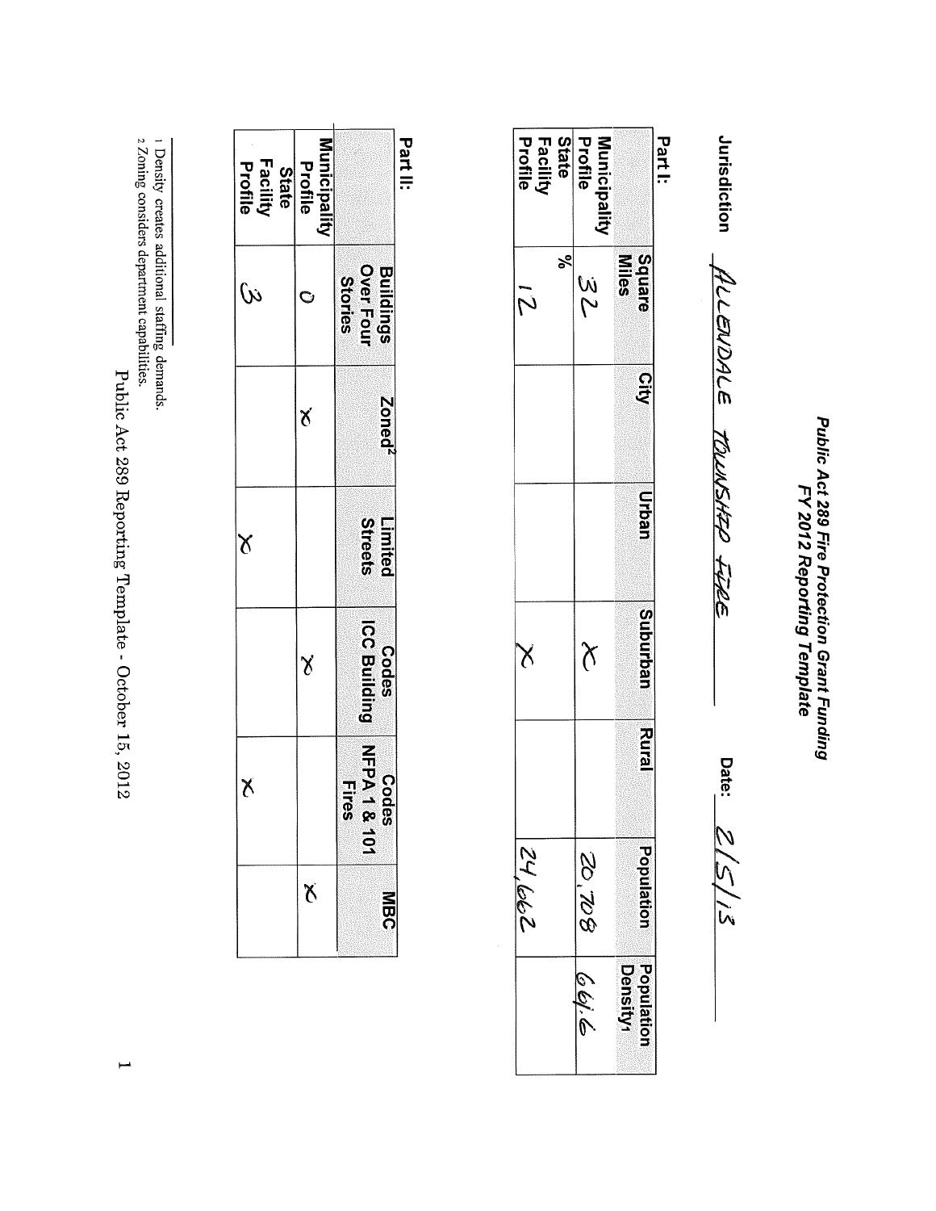# Public Act 289 Fire Protection Grant Funding
## FY 2012 Reporting Template

**Jurisdiction** ALLENDALE TOWNSHIP FIRE **Date:** 2/5/13

**Part I:**

| | Square Miles | City | Urban | Suburban | Rural | Population | Population Density[1] |
|---|---|---|---|---|---|---|---|
| Municipality Profile | 32 | | | X | | 20,708 | 661.6 |
| State Facility Profile | % 12 | | | X | | 24,662 | |

**Part II:**

| | Buildings Over Four Stories | Zoned[2] | Limited Streets | Codes ICC Building | Codes NFPA 1 & 101 Fires | MBC |
|---|---|---|---|---|---|---|
| Municipality Profile | 0 | X | | X | | X |
| State Facility Profile | 3 | | X | | X | |

1 Density creates additional staffing demands.
2 Zoning considers department capabilities.

Public Act 289 Reporting Template - October 15, 2012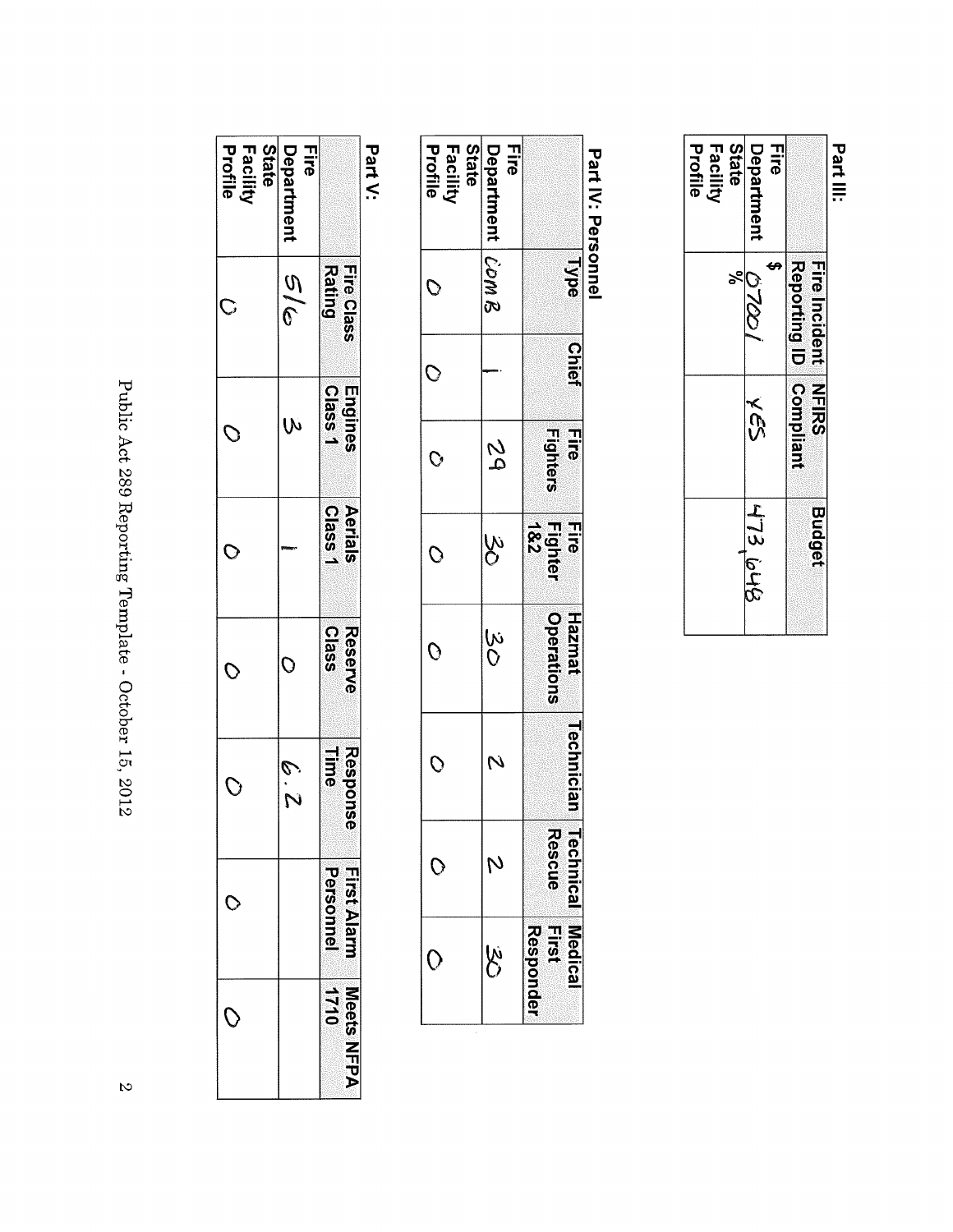## Part III:

| | Fire Incident Reporting ID | NFIRS Compliant | Budget |
|---|---|---|---|
| Fire Department | $ 07001 | YES | 473,648 |
| State Facility Profile | % | | |

## Part IV: Personnel

| | Type | Chief | Fire Fighters | Fire Fighter 1&2 | Hazmat Operations | Technician | Technical Rescue | Medical First Responder |
|---|---|---|---|---|---|---|---|---|
| Fire Department | COMB | 1 | 29 | 30 | 30 | 2 | 2 | 30 |
| State Facility Profile | 0 | 0 | 0 | 0 | 0 | 0 | 0 | 0 |

## Part V:

| | Fire Class Rating | Engines Class 1 | Aerials Class 1 | Reserve Class | Response Time | First Alarm Personnel | Meets NFPA 1710 |
|---|---|---|---|---|---|---|---|
| Fire Department | 5/6 | 3 | 1 | 0 | 6.2 | | |
| State Facility Profile | 0 | 0 | 0 | 0 | 0 | 0 | 0 |

Public Act 289 Reporting Template - October 15, 2012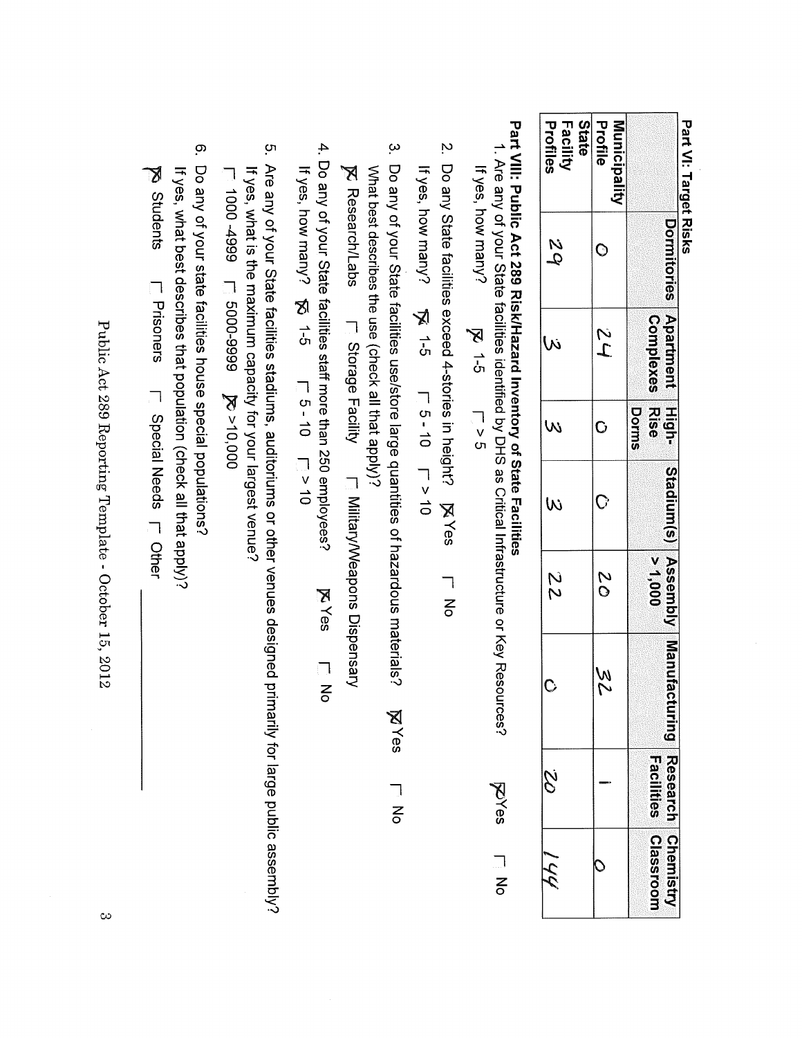## Part VI: Target Risks

| | Dormitories | Apartment Complexes | High-Rise Dorms | Stadium(s) | Assembly > 1,000 | Manufacturing | Research Facilities | Chemistry Classroom |
|---|---|---|---|---|---|---|---|---|
| Municipality Profile | 0 | 24 | 0 | 0 | 20 | 32 | 1 | 0 |
| State Facility Profiles | 29 | 3 | 3 | 3 | 22 | 0 | 20 | 144 |

## Part VIII: Public Act 289 Risk/Hazard Inventory of State Facilities

1. Are any of your State facilities identified by DHS as Critical Infrastructure or Key Resources? ☒ Yes ☐ No

   If yes, how many? ☒ 1-5 ☐ > 5

2. Do any State facilities exceed 4-stories in height? ☒ Yes ☐ No

   If yes, how many? ☒ 1-5 ☐ 5 - 10 ☐ > 10

3. Do any of your State facilities use/store large quantities of hazardous materials? ☒ Yes ☐ No

   What best describes the use (check all that apply)?

   ☒ Research/Labs ☐ Storage Facility ☐ Military/Weapons Dispensary

4. Do any of your State facilities staff more than 250 employees? ☒ Yes ☐ No

   If yes, how many? ☒ 1-5 ☐ 5 - 10 ☐ > 10

5. Are any of your State facilities stadiums, auditoriums or other venues designed primarily for large public assembly?

   If yes, what is the maximum capacity for your largest venue?

   ☐ 1000 -4999 ☐ 5000-9999 ☒ >10,000

6. Do any of your state facilities house special populations?

   If yes, what best describes that population (check all that apply)?

   ☒ Students ☐ Prisoners ☐ Special Needs ☐ Other ______________

Public Act 289 Reporting Template - October 15, 2012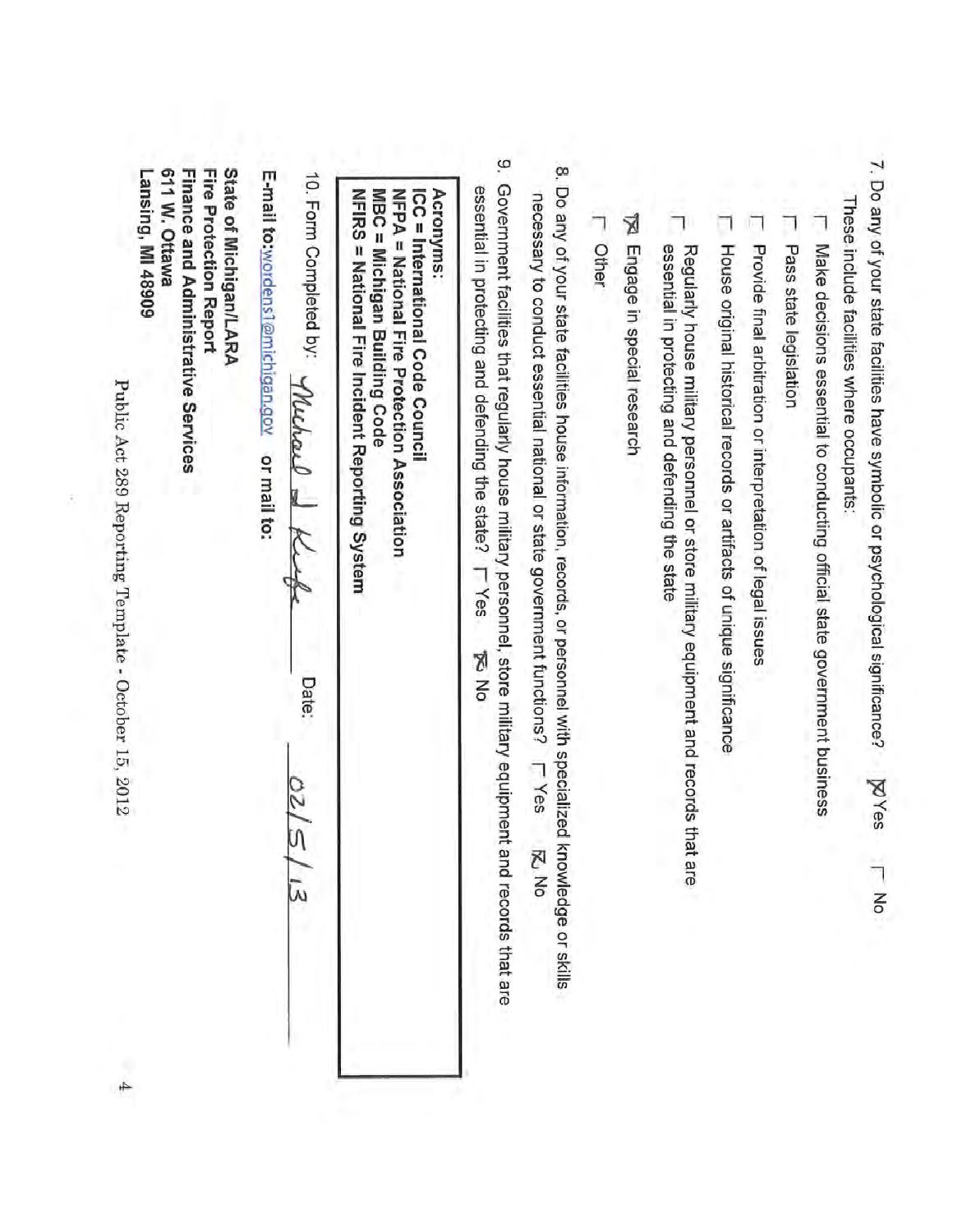7. Do any of your state facilities have symbolic or psychological significance? ☒ Yes ☐ No
   These include facilities where occupants:

   ☐ Make decisions essential to conducting official state government business

   ☐ Pass state legislation

   ☐ Provide final arbitration or interpretation of legal issues

   ☐ House original historical records or artifacts of unique significance

   ☐ Regularly house military personnel or store military equipment and records that are essential in protecting and defending the state

   ☒ Engage in special research

   ☐ Other

8. Do any of your state facilities house information, records, or personnel with specialized knowledge or skills necessary to conduct essential national or state government functions? ☐ Yes ☒ No

9. Government facilities that regularly house military personnel, store military equipment and records that are essential in protecting and defending the state? ☐ Yes ☒ No

**Acronyms:**
**ICC = International Code Council**
**NFPA = National Fire Protection Association**
**MBC = Michigan Building Code**
**NFIRS = National Fire Incident Reporting System**

10. Form Completed by: *Michael J Kief* Date: 02/5/13

**E-mail to:** wordens1@michigan.gov **or mail to:**

**State of Michigan/LARA**
**Fire Protection Report**
**Finance and Administrative Services**
**611 W. Ottawa**
**Lansing, MI 48909**

Public Act 289 Reporting Template - October 15, 2012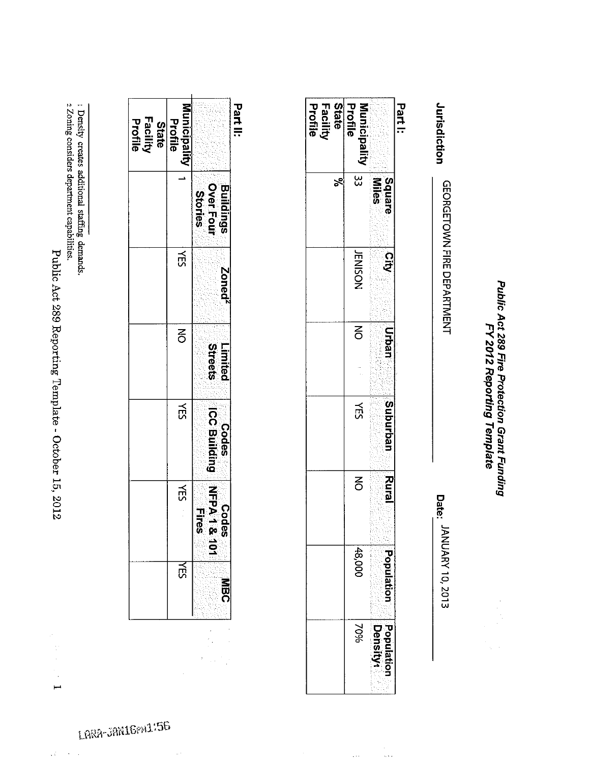**Public Act 289 Fire Protection Grant Funding**
**FY 2012 Reporting Template**

**Jurisdiction** GEORGETOWN FIRE DEPARTMENT **Date:** JANUARY 10, 2013

**Part I:**

| | Square Miles | City | Urban | Suburban | Rural | Population | Population Density[1] |
|---|---|---|---|---|---|---|---|
| Municipality Profile | 33 | JENISON | NO | YES | NO | 48,000 | 70% |
| State Facility Profile | % | | | | | | |

**Part II:**

| | Buildings Over Four Stories | Zoned[2] | Limited Streets | Codes ICC Building | Codes NFPA 1 & 101 Fires | MBC |
|---|---|---|---|---|---|---|
| Municipality Profile | 1 | YES | NO | YES | YES | YES |
| State Facility Profile | | | | | | |

[1] Density creates additional staffing demands.
[2] Zoning considers department capabilities.

Public Act 289 Reporting Template - October 15, 2012

LARA-JAN16PM1:56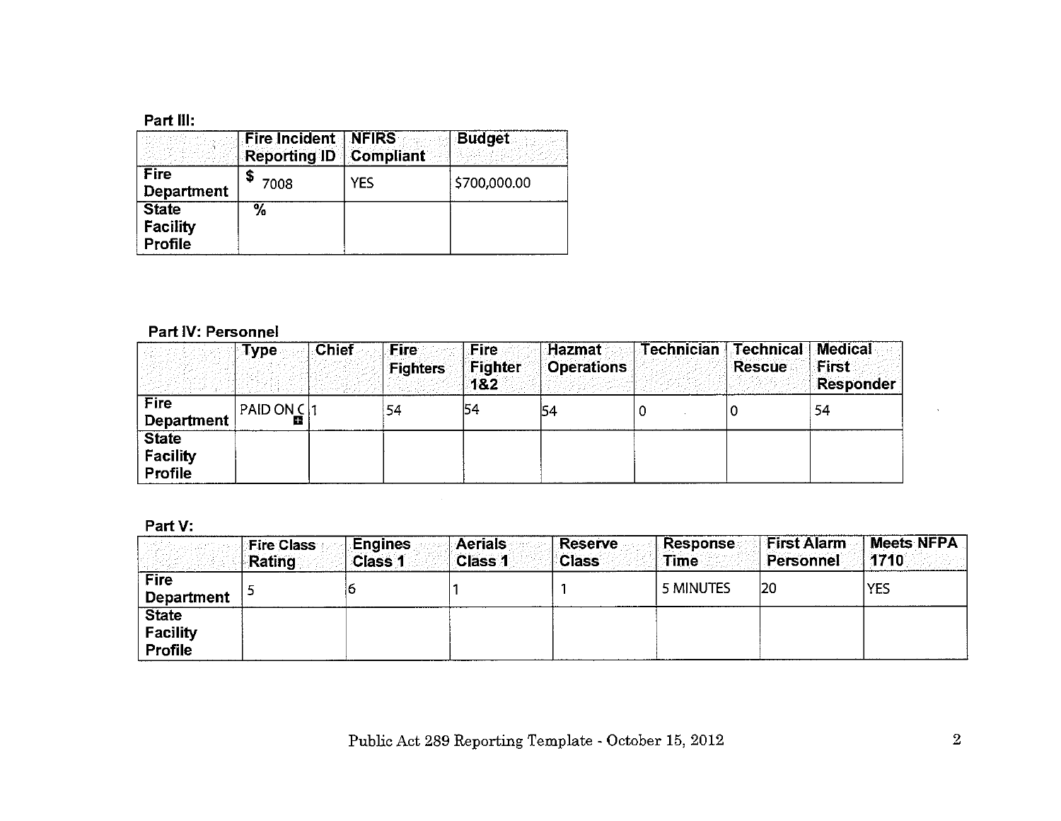**Part III:**

| | Fire Incident Reporting ID | NFIRS Compliant | Budget |
|---|---|---|---|
| Fire Department | $ 7008 | YES | $700,000.00 |
| State Facility Profile | % | | |

**Part IV: Personnel**

| | Type | Chief | Fire Fighters | Fire Fighter 1&2 | Hazmat Operations | Technician | Technical Rescue | Medical First Responder |
|---|---|---|---|---|---|---|---|---|
| Fire Department | PAID ON C | 1 | 54 | 54 | 54 | 0 | 0 | 54 |
| State Facility Profile | | | | | | | | |

**Part V:**

| | Fire Class Rating | Engines Class 1 | Aerials Class 1 | Reserve Class | Response Time | First Alarm Personnel | Meets NFPA 1710 |
|---|---|---|---|---|---|---|---|
| Fire Department | 5 | 6 | 1 | 1 | 5 MINUTES | 20 | YES |
| State Facility Profile | | | | | | | |

Public Act 289 Reporting Template - October 15, 2012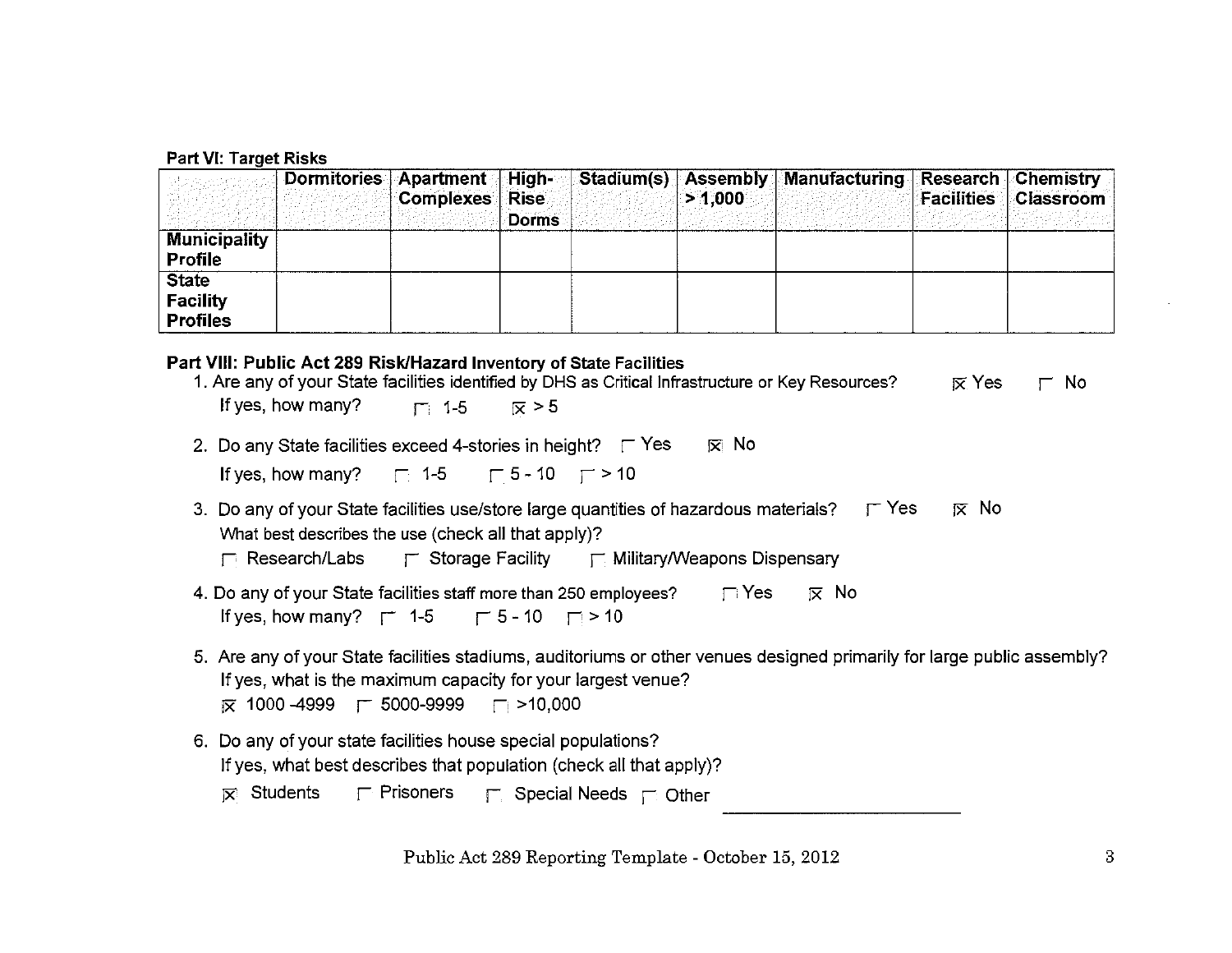**Part VI: Target Risks**

| | Dormitories | Apartment Complexes | High-Rise Dorms | Stadium(s) | Assembly > 1,000 | Manufacturing | Research Facilities | Chemistry Classroom |
|---|---|---|---|---|---|---|---|---|
| **Municipality Profile** | | | | | | | | |
| **State Facility Profiles** | | | | | | | | |

**Part VIII: Public Act 289 Risk/Hazard Inventory of State Facilities**

1. Are any of your State facilities identified by DHS as Critical Infrastructure or Key Resources? ☒ Yes ☐ No
   If yes, how many? ☐ 1-5 ☒ > 5

2. Do any State facilities exceed 4-stories in height? ☐ Yes ☒ No
   If yes, how many? ☐ 1-5 ☐ 5 - 10 ☐ > 10

3. Do any of your State facilities use/store large quantities of hazardous materials? ☐ Yes ☒ No
   What best describes the use (check all that apply)?
   ☐ Research/Labs ☐ Storage Facility ☐ Military/Weapons Dispensary

4. Do any of your State facilities staff more than 250 employees? ☐ Yes ☒ No
   If yes, how many? ☐ 1-5 ☐ 5 - 10 ☐ > 10

5. Are any of your State facilities stadiums, auditoriums or other venues designed primarily for large public assembly?
   If yes, what is the maximum capacity for your largest venue?
   ☒ 1000 -4999 ☐ 5000-9999 ☐ >10,000

6. Do any of your state facilities house special populations?
   If yes, what best describes that population (check all that apply)?
   ☒ Students ☐ Prisoners ☐ Special Needs ☐ Other ____________________

Public Act 289 Reporting Template - October 15, 2012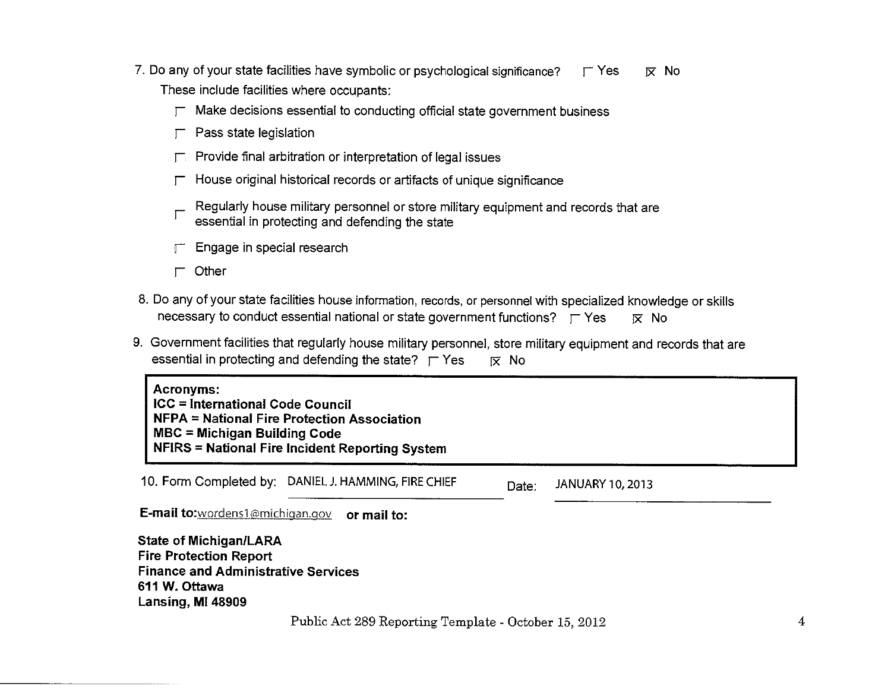7. Do any of your state facilities have symbolic or psychological significance? ☐ Yes ☒ No

These include facilities where occupants:

- ☐ Make decisions essential to conducting official state government business
- ☐ Pass state legislation
- ☐ Provide final arbitration or interpretation of legal issues
- ☐ House original historical records or artifacts of unique significance
- ☐ Regularly house military personnel or store military equipment and records that are essential in protecting and defending the state
- ☐ Engage in special research
- ☐ Other

8. Do any of your state facilities house information, records, or personnel with specialized knowledge or skills necessary to conduct essential national or state government functions? ☐ Yes ☒ No

9. Government facilities that regularly house military personnel, store military equipment and records that are essential in protecting and defending the state? ☐ Yes ☒ No

**Acronyms:**
**ICC = International Code Council**
**NFPA = National Fire Protection Association**
**MBC = Michigan Building Code**
**NFIRS = National Fire Incident Reporting System**

10. Form Completed by: DANIEL J. HAMMING, FIRE CHIEF Date: JANUARY 10, 2013

**E-mail to:** wordens1@michigan.gov **or mail to:**

**State of Michigan/LARA**
**Fire Protection Report**
**Finance and Administrative Services**
**611 W. Ottawa**
**Lansing, MI 48909**

Public Act 289 Reporting Template - October 15, 2012